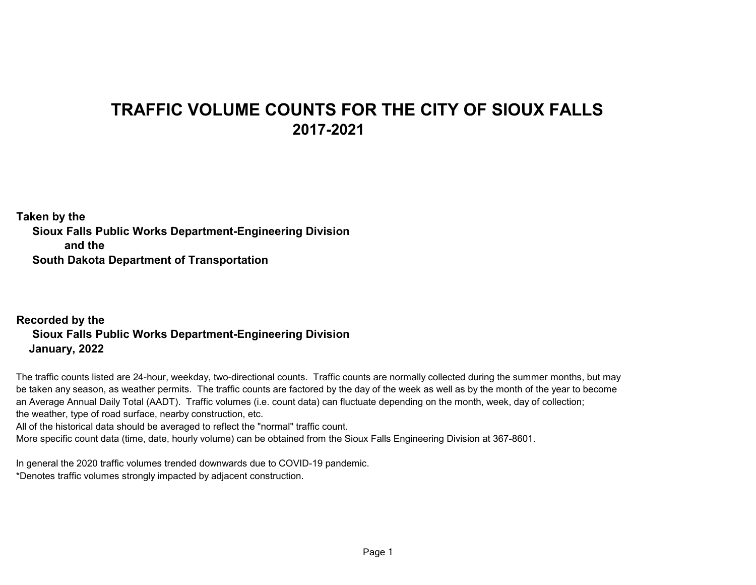# TRAFFIC VOLUME COUNTS FOR THE CITY OF SIOUX FALLS

## 2017-2021

**Taken by the**
**Sioux Falls Public Works Department-Engineering Division**
**and the**
**South Dakota Department of Transportation**

**Recorded by the**
**Sioux Falls Public Works Department-Engineering Division**
**January, 2022**

The traffic counts listed are 24-hour, weekday, two-directional counts. Traffic counts are normally collected during the summer months, but may be taken any season, as weather permits. The traffic counts are factored by the day of the week as well as by the month of the year to become an Average Annual Daily Total (AADT). Traffic volumes (i.e. count data) can fluctuate depending on the month, week, day of collection; the weather, type of road surface, nearby construction, etc.
All of the historical data should be averaged to reflect the "normal" traffic count.
More specific count data (time, date, hourly volume) can be obtained from the Sioux Falls Engineering Division at 367-8601.

In general the 2020 traffic volumes trended downwards due to COVID-19 pandemic.
*Denotes traffic volumes strongly impacted by adjacent construction.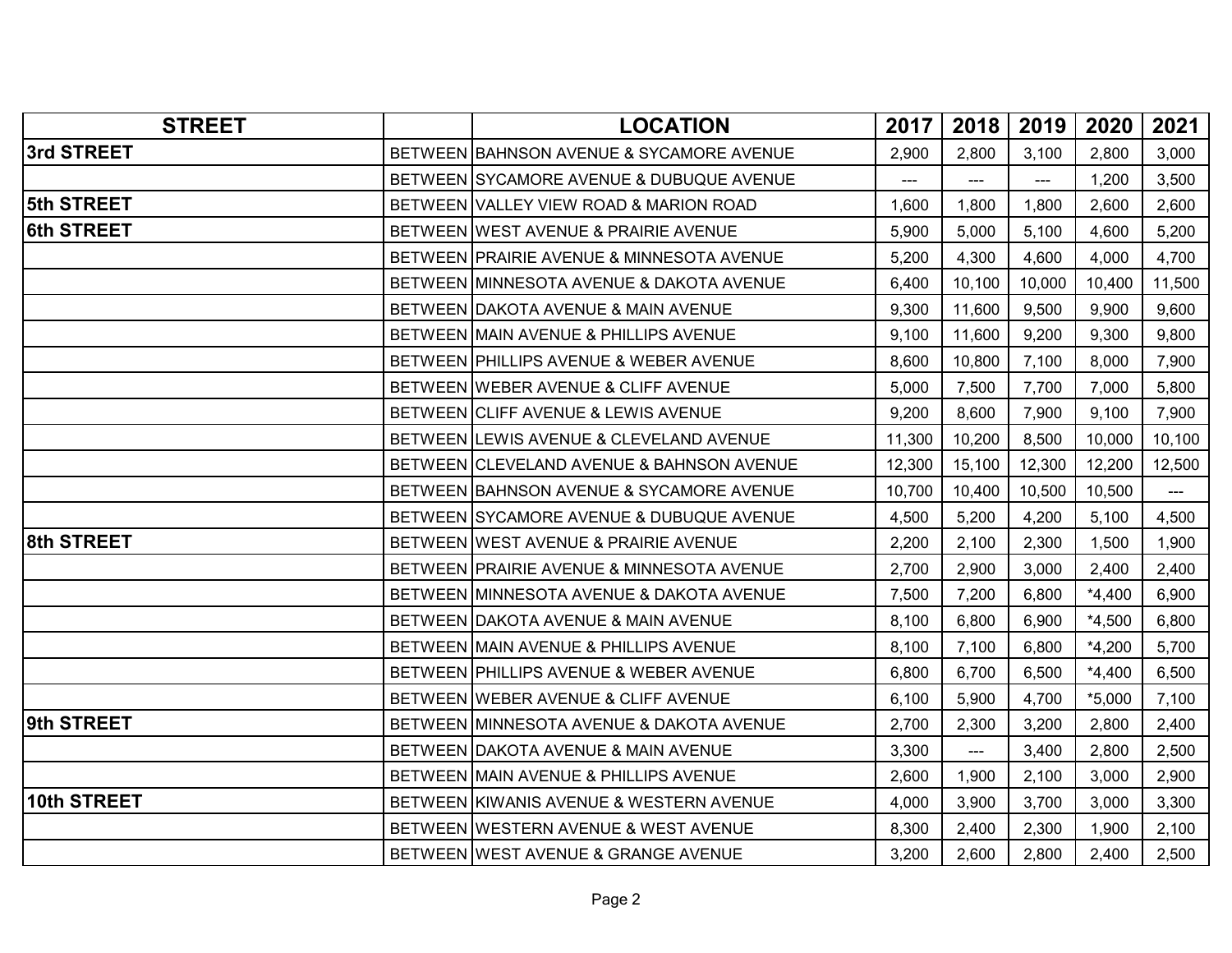| STREET | | LOCATION | 2017 | 2018 | 2019 | 2020 | 2021 |
|---|---|---|---|---|---|---|---|
| **3rd STREET** | BETWEEN | BAHNSON AVENUE & SYCAMORE AVENUE | 2,900 | 2,800 | 3,100 | 2,800 | 3,000 |
| | BETWEEN | SYCAMORE AVENUE & DUBUQUE AVENUE | --- | --- | --- | 1,200 | 3,500 |
| **5th STREET** | BETWEEN | VALLEY VIEW ROAD & MARION ROAD | 1,600 | 1,800 | 1,800 | 2,600 | 2,600 |
| **6th STREET** | BETWEEN | WEST AVENUE & PRAIRIE AVENUE | 5,900 | 5,000 | 5,100 | 4,600 | 5,200 |
| | BETWEEN | PRAIRIE AVENUE & MINNESOTA AVENUE | 5,200 | 4,300 | 4,600 | 4,000 | 4,700 |
| | BETWEEN | MINNESOTA AVENUE & DAKOTA AVENUE | 6,400 | 10,100 | 10,000 | 10,400 | 11,500 |
| | BETWEEN | DAKOTA AVENUE & MAIN AVENUE | 9,300 | 11,600 | 9,500 | 9,900 | 9,600 |
| | BETWEEN | MAIN AVENUE & PHILLIPS AVENUE | 9,100 | 11,600 | 9,200 | 9,300 | 9,800 |
| | BETWEEN | PHILLIPS AVENUE & WEBER AVENUE | 8,600 | 10,800 | 7,100 | 8,000 | 7,900 |
| | BETWEEN | WEBER AVENUE & CLIFF AVENUE | 5,000 | 7,500 | 7,700 | 7,000 | 5,800 |
| | BETWEEN | CLIFF AVENUE & LEWIS AVENUE | 9,200 | 8,600 | 7,900 | 9,100 | 7,900 |
| | BETWEEN | LEWIS AVENUE & CLEVELAND AVENUE | 11,300 | 10,200 | 8,500 | 10,000 | 10,100 |
| | BETWEEN | CLEVELAND AVENUE & BAHNSON AVENUE | 12,300 | 15,100 | 12,300 | 12,200 | 12,500 |
| | BETWEEN | BAHNSON AVENUE & SYCAMORE AVENUE | 10,700 | 10,400 | 10,500 | 10,500 | --- |
| | BETWEEN | SYCAMORE AVENUE & DUBUQUE AVENUE | 4,500 | 5,200 | 4,200 | 5,100 | 4,500 |
| **8th STREET** | BETWEEN | WEST AVENUE & PRAIRIE AVENUE | 2,200 | 2,100 | 2,300 | 1,500 | 1,900 |
| | BETWEEN | PRAIRIE AVENUE & MINNESOTA AVENUE | 2,700 | 2,900 | 3,000 | 2,400 | 2,400 |
| | BETWEEN | MINNESOTA AVENUE & DAKOTA AVENUE | 7,500 | 7,200 | 6,800 | *4,400 | 6,900 |
| | BETWEEN | DAKOTA AVENUE & MAIN AVENUE | 8,100 | 6,800 | 6,900 | *4,500 | 6,800 |
| | BETWEEN | MAIN AVENUE & PHILLIPS AVENUE | 8,100 | 7,100 | 6,800 | *4,200 | 5,700 |
| | BETWEEN | PHILLIPS AVENUE & WEBER AVENUE | 6,800 | 6,700 | 6,500 | *4,400 | 6,500 |
| | BETWEEN | WEBER AVENUE & CLIFF AVENUE | 6,100 | 5,900 | 4,700 | *5,000 | 7,100 |
| **9th STREET** | BETWEEN | MINNESOTA AVENUE & DAKOTA AVENUE | 2,700 | 2,300 | 3,200 | 2,800 | 2,400 |
| | BETWEEN | DAKOTA AVENUE & MAIN AVENUE | 3,300 | --- | 3,400 | 2,800 | 2,500 |
| | BETWEEN | MAIN AVENUE & PHILLIPS AVENUE | 2,600 | 1,900 | 2,100 | 3,000 | 2,900 |
| **10th STREET** | BETWEEN | KIWANIS AVENUE & WESTERN AVENUE | 4,000 | 3,900 | 3,700 | 3,000 | 3,300 |
| | BETWEEN | WESTERN AVENUE & WEST AVENUE | 8,300 | 2,400 | 2,300 | 1,900 | 2,100 |
| | BETWEEN | WEST AVENUE & GRANGE AVENUE | 3,200 | 2,600 | 2,800 | 2,400 | 2,500 |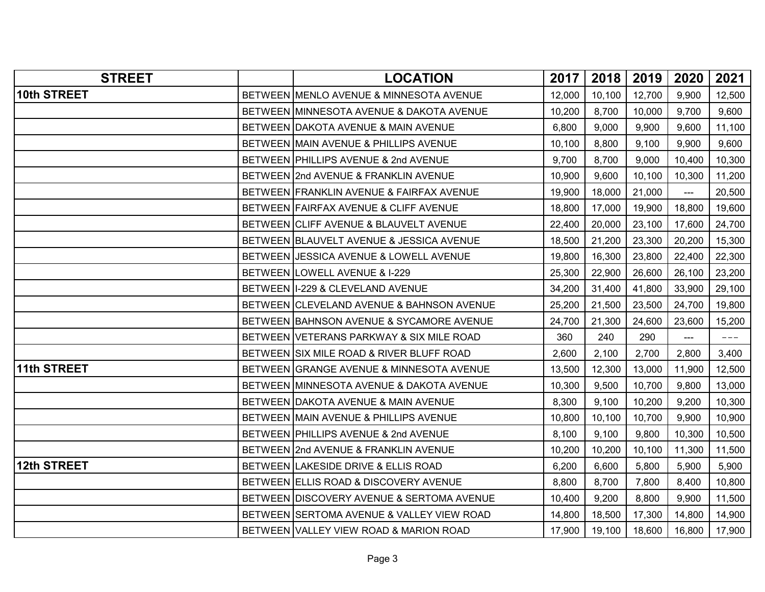| STREET | | LOCATION | 2017 | 2018 | 2019 | 2020 | 2021 |
|---|---|---|---|---|---|---|---|
| **10th STREET** | BETWEEN | MENLO AVENUE & MINNESOTA AVENUE | 12,000 | 10,100 | 12,700 | 9,900 | 12,500 |
| | BETWEEN | MINNESOTA AVENUE & DAKOTA AVENUE | 10,200 | 8,700 | 10,000 | 9,700 | 9,600 |
| | BETWEEN | DAKOTA AVENUE & MAIN AVENUE | 6,800 | 9,000 | 9,900 | 9,600 | 11,100 |
| | BETWEEN | MAIN AVENUE & PHILLIPS AVENUE | 10,100 | 8,800 | 9,100 | 9,900 | 9,600 |
| | BETWEEN | PHILLIPS AVENUE & 2nd AVENUE | 9,700 | 8,700 | 9,000 | 10,400 | 10,300 |
| | BETWEEN | 2nd AVENUE & FRANKLIN AVENUE | 10,900 | 9,600 | 10,100 | 10,300 | 11,200 |
| | BETWEEN | FRANKLIN AVENUE & FAIRFAX AVENUE | 19,900 | 18,000 | 21,000 | --- | 20,500 |
| | BETWEEN | FAIRFAX AVENUE & CLIFF AVENUE | 18,800 | 17,000 | 19,900 | 18,800 | 19,600 |
| | BETWEEN | CLIFF AVENUE & BLAUVELT AVENUE | 22,400 | 20,000 | 23,100 | 17,600 | 24,700 |
| | BETWEEN | BLAUVELT AVENUE & JESSICA AVENUE | 18,500 | 21,200 | 23,300 | 20,200 | 15,300 |
| | BETWEEN | JESSICA AVENUE & LOWELL AVENUE | 19,800 | 16,300 | 23,800 | 22,400 | 22,300 |
| | BETWEEN | LOWELL AVENUE & I-229 | 25,300 | 22,900 | 26,600 | 26,100 | 23,200 |
| | BETWEEN | I-229 & CLEVELAND AVENUE | 34,200 | 31,400 | 41,800 | 33,900 | 29,100 |
| | BETWEEN | CLEVELAND AVENUE & BAHNSON AVENUE | 25,200 | 21,500 | 23,500 | 24,700 | 19,800 |
| | BETWEEN | BAHNSON AVENUE & SYCAMORE AVENUE | 24,700 | 21,300 | 24,600 | 23,600 | 15,200 |
| | BETWEEN | VETERANS PARKWAY & SIX MILE ROAD | 360 | 240 | 290 | --- | --- |
| | BETWEEN | SIX MILE ROAD & RIVER BLUFF ROAD | 2,600 | 2,100 | 2,700 | 2,800 | 3,400 |
| **11th STREET** | BETWEEN | GRANGE AVENUE & MINNESOTA AVENUE | 13,500 | 12,300 | 13,000 | 11,900 | 12,500 |
| | BETWEEN | MINNESOTA AVENUE & DAKOTA AVENUE | 10,300 | 9,500 | 10,700 | 9,800 | 13,000 |
| | BETWEEN | DAKOTA AVENUE & MAIN AVENUE | 8,300 | 9,100 | 10,200 | 9,200 | 10,300 |
| | BETWEEN | MAIN AVENUE & PHILLIPS AVENUE | 10,800 | 10,100 | 10,700 | 9,900 | 10,900 |
| | BETWEEN | PHILLIPS AVENUE & 2nd AVENUE | 8,100 | 9,100 | 9,800 | 10,300 | 10,500 |
| | BETWEEN | 2nd AVENUE & FRANKLIN AVENUE | 10,200 | 10,200 | 10,100 | 11,300 | 11,500 |
| **12th STREET** | BETWEEN | LAKESIDE DRIVE & ELLIS ROAD | 6,200 | 6,600 | 5,800 | 5,900 | 5,900 |
| | BETWEEN | ELLIS ROAD & DISCOVERY AVENUE | 8,800 | 8,700 | 7,800 | 8,400 | 10,800 |
| | BETWEEN | DISCOVERY AVENUE & SERTOMA AVENUE | 10,400 | 9,200 | 8,800 | 9,900 | 11,500 |
| | BETWEEN | SERTOMA AVENUE & VALLEY VIEW ROAD | 14,800 | 18,500 | 17,300 | 14,800 | 14,900 |
| | BETWEEN | VALLEY VIEW ROAD & MARION ROAD | 17,900 | 19,100 | 18,600 | 16,800 | 17,900 |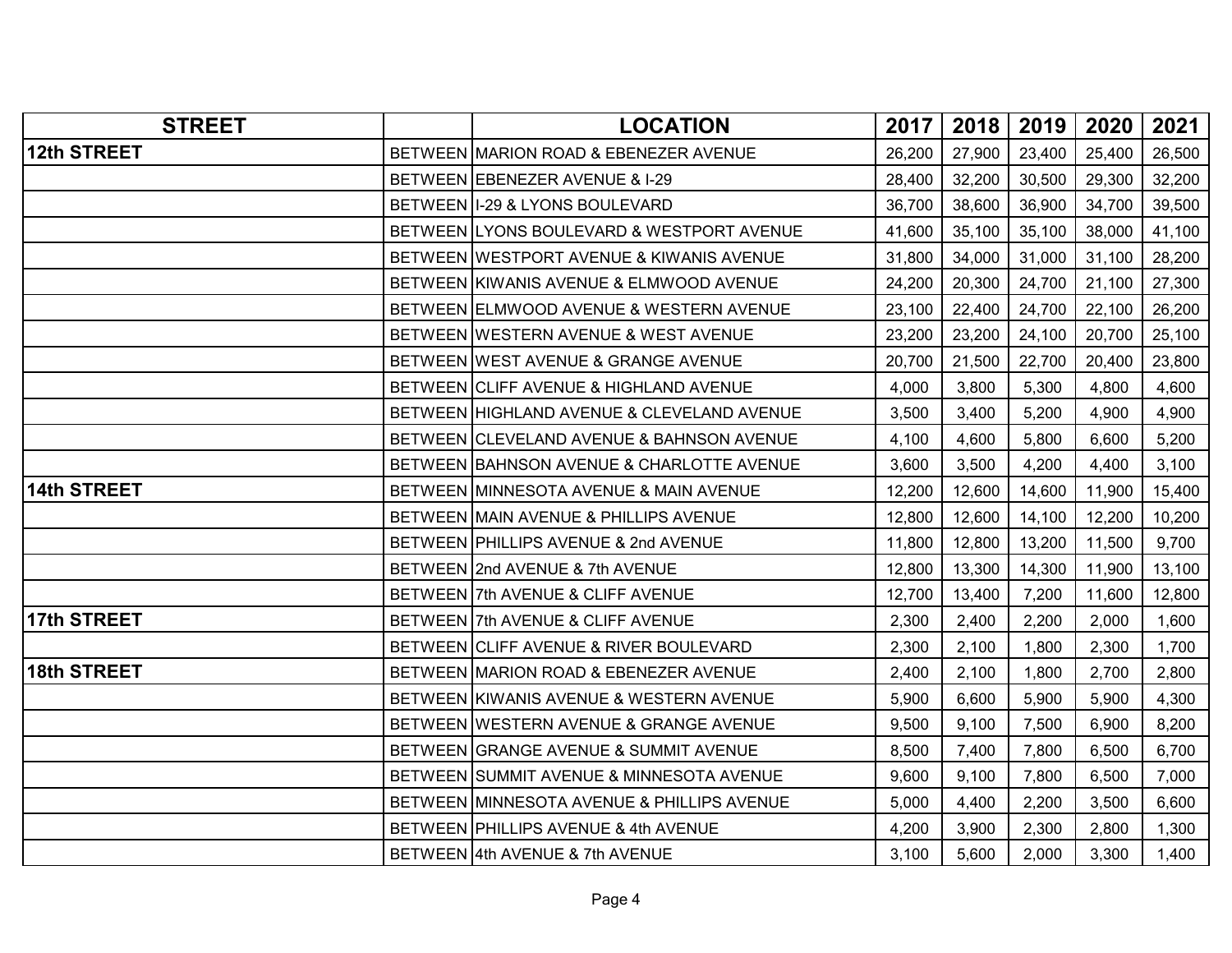| STREET | | LOCATION | 2017 | 2018 | 2019 | 2020 | 2021 |
|---|---|---|---|---|---|---|---|
| **12th STREET** | BETWEEN | MARION ROAD & EBENEZER AVENUE | 26,200 | 27,900 | 23,400 | 25,400 | 26,500 |
| | BETWEEN | EBENEZER AVENUE & I-29 | 28,400 | 32,200 | 30,500 | 29,300 | 32,200 |
| | BETWEEN | I-29 & LYONS BOULEVARD | 36,700 | 38,600 | 36,900 | 34,700 | 39,500 |
| | BETWEEN | LYONS BOULEVARD & WESTPORT AVENUE | 41,600 | 35,100 | 35,100 | 38,000 | 41,100 |
| | BETWEEN | WESTPORT AVENUE & KIWANIS AVENUE | 31,800 | 34,000 | 31,000 | 31,100 | 28,200 |
| | BETWEEN | KIWANIS AVENUE & ELMWOOD AVENUE | 24,200 | 20,300 | 24,700 | 21,100 | 27,300 |
| | BETWEEN | ELMWOOD AVENUE & WESTERN AVENUE | 23,100 | 22,400 | 24,700 | 22,100 | 26,200 |
| | BETWEEN | WESTERN AVENUE & WEST AVENUE | 23,200 | 23,200 | 24,100 | 20,700 | 25,100 |
| | BETWEEN | WEST AVENUE & GRANGE AVENUE | 20,700 | 21,500 | 22,700 | 20,400 | 23,800 |
| | BETWEEN | CLIFF AVENUE & HIGHLAND AVENUE | 4,000 | 3,800 | 5,300 | 4,800 | 4,600 |
| | BETWEEN | HIGHLAND AVENUE & CLEVELAND AVENUE | 3,500 | 3,400 | 5,200 | 4,900 | 4,900 |
| | BETWEEN | CLEVELAND AVENUE & BAHNSON AVENUE | 4,100 | 4,600 | 5,800 | 6,600 | 5,200 |
| | BETWEEN | BAHNSON AVENUE & CHARLOTTE AVENUE | 3,600 | 3,500 | 4,200 | 4,400 | 3,100 |
| **14th STREET** | BETWEEN | MINNESOTA AVENUE & MAIN AVENUE | 12,200 | 12,600 | 14,600 | 11,900 | 15,400 |
| | BETWEEN | MAIN AVENUE & PHILLIPS AVENUE | 12,800 | 12,600 | 14,100 | 12,200 | 10,200 |
| | BETWEEN | PHILLIPS AVENUE & 2nd AVENUE | 11,800 | 12,800 | 13,200 | 11,500 | 9,700 |
| | BETWEEN | 2nd AVENUE & 7th AVENUE | 12,800 | 13,300 | 14,300 | 11,900 | 13,100 |
| | BETWEEN | 7th AVENUE & CLIFF AVENUE | 12,700 | 13,400 | 7,200 | 11,600 | 12,800 |
| **17th STREET** | BETWEEN | 7th AVENUE & CLIFF AVENUE | 2,300 | 2,400 | 2,200 | 2,000 | 1,600 |
| | BETWEEN | CLIFF AVENUE & RIVER BOULEVARD | 2,300 | 2,100 | 1,800 | 2,300 | 1,700 |
| **18th STREET** | BETWEEN | MARION ROAD & EBENEZER AVENUE | 2,400 | 2,100 | 1,800 | 2,700 | 2,800 |
| | BETWEEN | KIWANIS AVENUE & WESTERN AVENUE | 5,900 | 6,600 | 5,900 | 5,900 | 4,300 |
| | BETWEEN | WESTERN AVENUE & GRANGE AVENUE | 9,500 | 9,100 | 7,500 | 6,900 | 8,200 |
| | BETWEEN | GRANGE AVENUE & SUMMIT AVENUE | 8,500 | 7,400 | 7,800 | 6,500 | 6,700 |
| | BETWEEN | SUMMIT AVENUE & MINNESOTA AVENUE | 9,600 | 9,100 | 7,800 | 6,500 | 7,000 |
| | BETWEEN | MINNESOTA AVENUE & PHILLIPS AVENUE | 5,000 | 4,400 | 2,200 | 3,500 | 6,600 |
| | BETWEEN | PHILLIPS AVENUE & 4th AVENUE | 4,200 | 3,900 | 2,300 | 2,800 | 1,300 |
| | BETWEEN | 4th AVENUE & 7th AVENUE | 3,100 | 5,600 | 2,000 | 3,300 | 1,400 |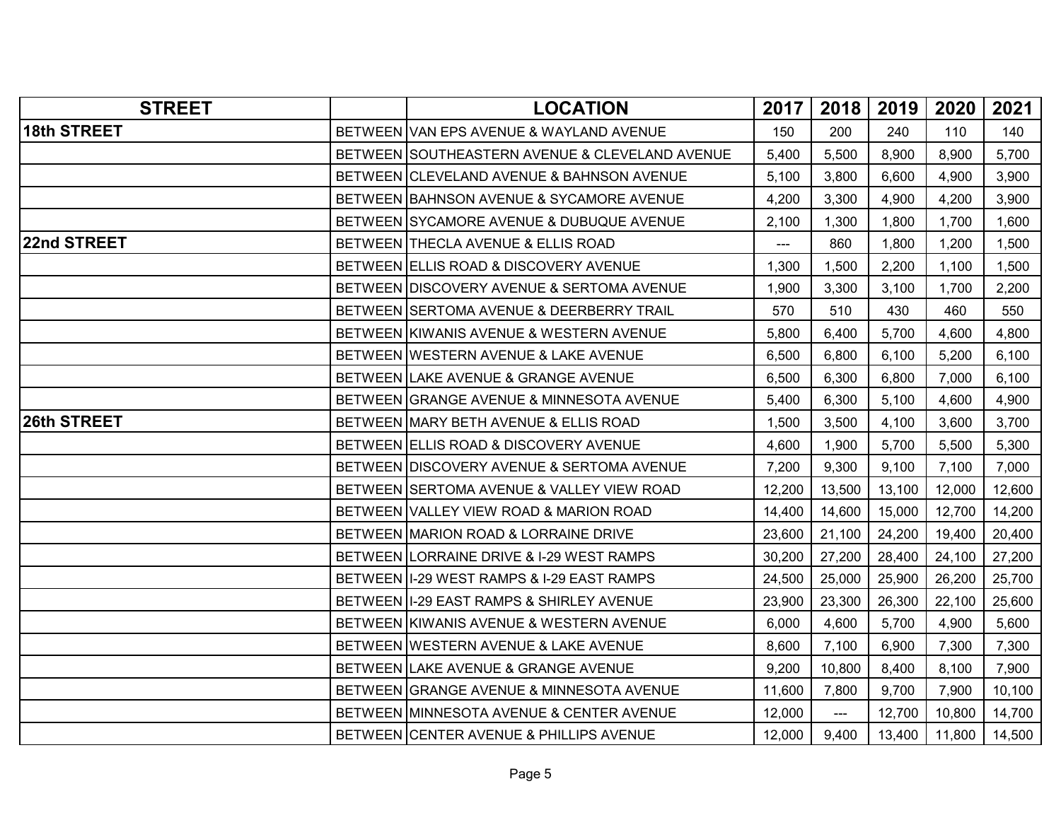| STREET | | LOCATION | 2017 | 2018 | 2019 | 2020 | 2021 |
|---|---|---|---|---|---|---|---|
| **18th STREET** | BETWEEN | VAN EPS AVENUE & WAYLAND AVENUE | 150 | 200 | 240 | 110 | 140 |
| | BETWEEN | SOUTHEASTERN AVENUE & CLEVELAND AVENUE | 5,400 | 5,500 | 8,900 | 8,900 | 5,700 |
| | BETWEEN | CLEVELAND AVENUE & BAHNSON AVENUE | 5,100 | 3,800 | 6,600 | 4,900 | 3,900 |
| | BETWEEN | BAHNSON AVENUE & SYCAMORE AVENUE | 4,200 | 3,300 | 4,900 | 4,200 | 3,900 |
| | BETWEEN | SYCAMORE AVENUE & DUBUQUE AVENUE | 2,100 | 1,300 | 1,800 | 1,700 | 1,600 |
| **22nd STREET** | BETWEEN | THECLA AVENUE & ELLIS ROAD | --- | 860 | 1,800 | 1,200 | 1,500 |
| | BETWEEN | ELLIS ROAD & DISCOVERY AVENUE | 1,300 | 1,500 | 2,200 | 1,100 | 1,500 |
| | BETWEEN | DISCOVERY AVENUE & SERTOMA AVENUE | 1,900 | 3,300 | 3,100 | 1,700 | 2,200 |
| | BETWEEN | SERTOMA AVENUE & DEERBERRY TRAIL | 570 | 510 | 430 | 460 | 550 |
| | BETWEEN | KIWANIS AVENUE & WESTERN AVENUE | 5,800 | 6,400 | 5,700 | 4,600 | 4,800 |
| | BETWEEN | WESTERN AVENUE & LAKE AVENUE | 6,500 | 6,800 | 6,100 | 5,200 | 6,100 |
| | BETWEEN | LAKE AVENUE & GRANGE AVENUE | 6,500 | 6,300 | 6,800 | 7,000 | 6,100 |
| | BETWEEN | GRANGE AVENUE & MINNESOTA AVENUE | 5,400 | 6,300 | 5,100 | 4,600 | 4,900 |
| **26th STREET** | BETWEEN | MARY BETH AVENUE & ELLIS ROAD | 1,500 | 3,500 | 4,100 | 3,600 | 3,700 |
| | BETWEEN | ELLIS ROAD & DISCOVERY AVENUE | 4,600 | 1,900 | 5,700 | 5,500 | 5,300 |
| | BETWEEN | DISCOVERY AVENUE & SERTOMA AVENUE | 7,200 | 9,300 | 9,100 | 7,100 | 7,000 |
| | BETWEEN | SERTOMA AVENUE & VALLEY VIEW ROAD | 12,200 | 13,500 | 13,100 | 12,000 | 12,600 |
| | BETWEEN | VALLEY VIEW ROAD & MARION ROAD | 14,400 | 14,600 | 15,000 | 12,700 | 14,200 |
| | BETWEEN | MARION ROAD & LORRAINE DRIVE | 23,600 | 21,100 | 24,200 | 19,400 | 20,400 |
| | BETWEEN | LORRAINE DRIVE & I-29 WEST RAMPS | 30,200 | 27,200 | 28,400 | 24,100 | 27,200 |
| | BETWEEN | I-29 WEST RAMPS & I-29 EAST RAMPS | 24,500 | 25,000 | 25,900 | 26,200 | 25,700 |
| | BETWEEN | I-29 EAST RAMPS & SHIRLEY AVENUE | 23,900 | 23,300 | 26,300 | 22,100 | 25,600 |
| | BETWEEN | KIWANIS AVENUE & WESTERN AVENUE | 6,000 | 4,600 | 5,700 | 4,900 | 5,600 |
| | BETWEEN | WESTERN AVENUE & LAKE AVENUE | 8,600 | 7,100 | 6,900 | 7,300 | 7,300 |
| | BETWEEN | LAKE AVENUE & GRANGE AVENUE | 9,200 | 10,800 | 8,400 | 8,100 | 7,900 |
| | BETWEEN | GRANGE AVENUE & MINNESOTA AVENUE | 11,600 | 7,800 | 9,700 | 7,900 | 10,100 |
| | BETWEEN | MINNESOTA AVENUE & CENTER AVENUE | 12,000 | --- | 12,700 | 10,800 | 14,700 |
| | BETWEEN | CENTER AVENUE & PHILLIPS AVENUE | 12,000 | 9,400 | 13,400 | 11,800 | 14,500 |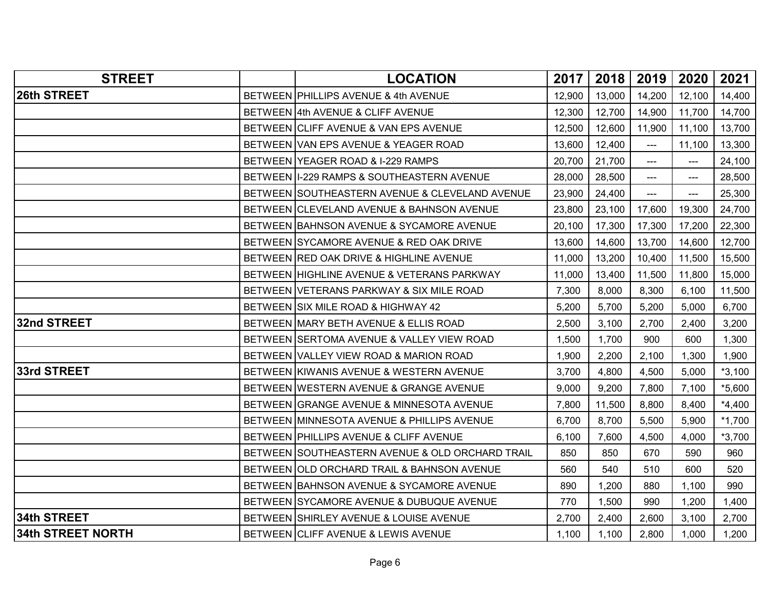| STREET | | LOCATION | 2017 | 2018 | 2019 | 2020 | 2021 |
|---|---|---|---|---|---|---|---|
| **26th STREET** | BETWEEN | PHILLIPS AVENUE & 4th AVENUE | 12,900 | 13,000 | 14,200 | 12,100 | 14,400 |
| | BETWEEN | 4th AVENUE & CLIFF AVENUE | 12,300 | 12,700 | 14,900 | 11,700 | 14,700 |
| | BETWEEN | CLIFF AVENUE & VAN EPS AVENUE | 12,500 | 12,600 | 11,900 | 11,100 | 13,700 |
| | BETWEEN | VAN EPS AVENUE & YEAGER ROAD | 13,600 | 12,400 | --- | 11,100 | 13,300 |
| | BETWEEN | YEAGER ROAD & I-229 RAMPS | 20,700 | 21,700 | --- | --- | 24,100 |
| | BETWEEN | I-229 RAMPS & SOUTHEASTERN AVENUE | 28,000 | 28,500 | --- | --- | 28,500 |
| | BETWEEN | SOUTHEASTERN AVENUE & CLEVELAND AVENUE | 23,900 | 24,400 | --- | --- | 25,300 |
| | BETWEEN | CLEVELAND AVENUE & BAHNSON AVENUE | 23,800 | 23,100 | 17,600 | 19,300 | 24,700 |
| | BETWEEN | BAHNSON AVENUE & SYCAMORE AVENUE | 20,100 | 17,300 | 17,300 | 17,200 | 22,300 |
| | BETWEEN | SYCAMORE AVENUE & RED OAK DRIVE | 13,600 | 14,600 | 13,700 | 14,600 | 12,700 |
| | BETWEEN | RED OAK DRIVE & HIGHLINE AVENUE | 11,000 | 13,200 | 10,400 | 11,500 | 15,500 |
| | BETWEEN | HIGHLINE AVENUE & VETERANS PARKWAY | 11,000 | 13,400 | 11,500 | 11,800 | 15,000 |
| | BETWEEN | VETERANS PARKWAY & SIX MILE ROAD | 7,300 | 8,000 | 8,300 | 6,100 | 11,500 |
| | BETWEEN | SIX MILE ROAD & HIGHWAY 42 | 5,200 | 5,700 | 5,200 | 5,000 | 6,700 |
| **32nd STREET** | BETWEEN | MARY BETH AVENUE & ELLIS ROAD | 2,500 | 3,100 | 2,700 | 2,400 | 3,200 |
| | BETWEEN | SERTOMA AVENUE & VALLEY VIEW ROAD | 1,500 | 1,700 | 900 | 600 | 1,300 |
| | BETWEEN | VALLEY VIEW ROAD & MARION ROAD | 1,900 | 2,200 | 2,100 | 1,300 | 1,900 |
| **33rd STREET** | BETWEEN | KIWANIS AVENUE & WESTERN AVENUE | 3,700 | 4,800 | 4,500 | 5,000 | *3,100 |
| | BETWEEN | WESTERN AVENUE & GRANGE AVENUE | 9,000 | 9,200 | 7,800 | 7,100 | *5,600 |
| | BETWEEN | GRANGE AVENUE & MINNESOTA AVENUE | 7,800 | 11,500 | 8,800 | 8,400 | *4,400 |
| | BETWEEN | MINNESOTA AVENUE & PHILLIPS AVENUE | 6,700 | 8,700 | 5,500 | 5,900 | *1,700 |
| | BETWEEN | PHILLIPS AVENUE & CLIFF AVENUE | 6,100 | 7,600 | 4,500 | 4,000 | *3,700 |
| | BETWEEN | SOUTHEASTERN AVENUE & OLD ORCHARD TRAIL | 850 | 850 | 670 | 590 | 960 |
| | BETWEEN | OLD ORCHARD TRAIL & BAHNSON AVENUE | 560 | 540 | 510 | 600 | 520 |
| | BETWEEN | BAHNSON AVENUE & SYCAMORE AVENUE | 890 | 1,200 | 880 | 1,100 | 990 |
| | BETWEEN | SYCAMORE AVENUE & DUBUQUE AVENUE | 770 | 1,500 | 990 | 1,200 | 1,400 |
| **34th STREET** | BETWEEN | SHIRLEY AVENUE & LOUISE AVENUE | 2,700 | 2,400 | 2,600 | 3,100 | 2,700 |
| **34th STREET NORTH** | BETWEEN | CLIFF AVENUE & LEWIS AVENUE | 1,100 | 1,100 | 2,800 | 1,000 | 1,200 |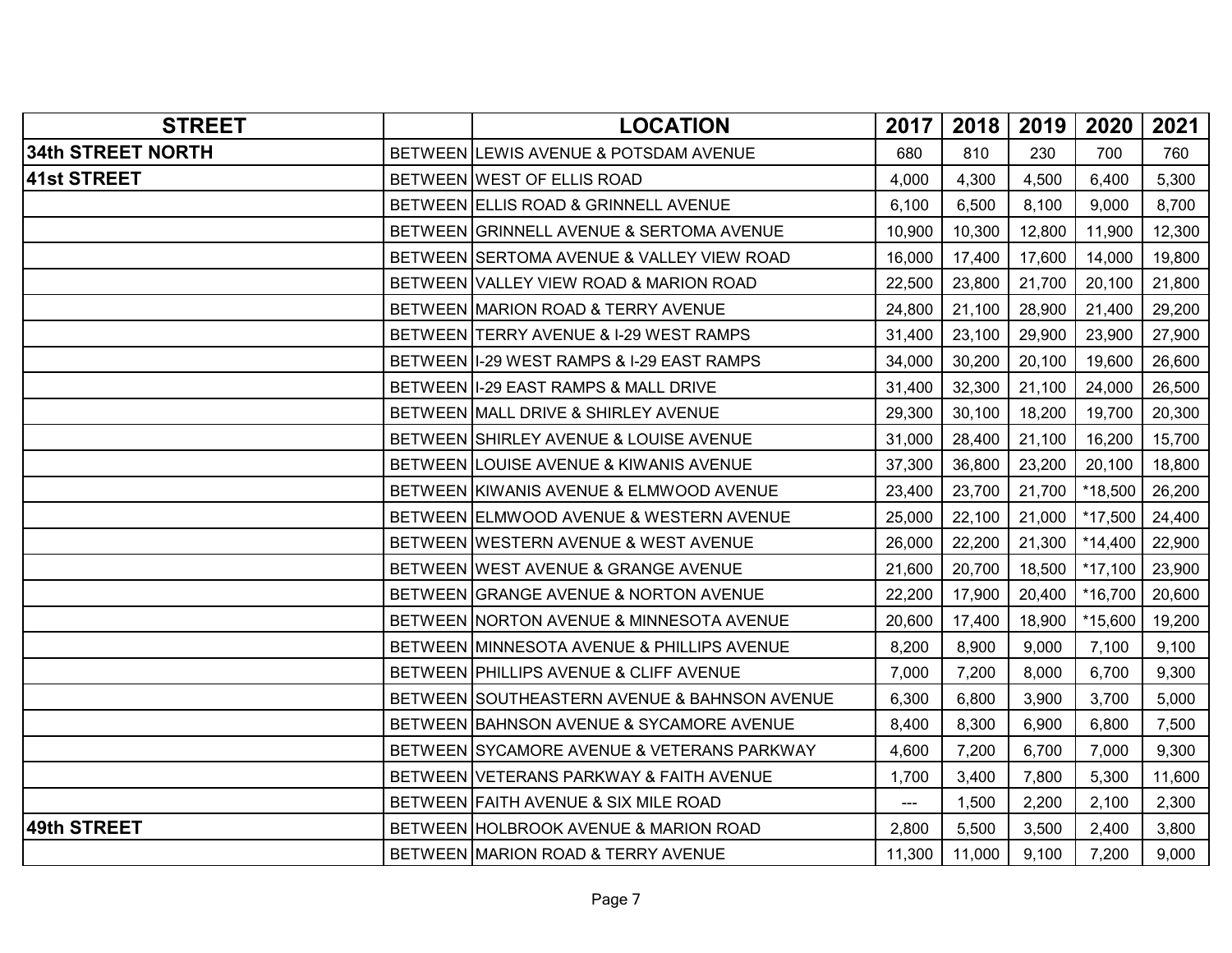| STREET | | LOCATION | 2017 | 2018 | 2019 | 2020 | 2021 |
|---|---|---|---|---|---|---|---|
| **34th STREET NORTH** | BETWEEN | LEWIS AVENUE & POTSDAM AVENUE | 680 | 810 | 230 | 700 | 760 |
| **41st STREET** | BETWEEN | WEST OF ELLIS ROAD | 4,000 | 4,300 | 4,500 | 6,400 | 5,300 |
| | BETWEEN | ELLIS ROAD & GRINNELL AVENUE | 6,100 | 6,500 | 8,100 | 9,000 | 8,700 |
| | BETWEEN | GRINNELL AVENUE & SERTOMA AVENUE | 10,900 | 10,300 | 12,800 | 11,900 | 12,300 |
| | BETWEEN | SERTOMA AVENUE & VALLEY VIEW ROAD | 16,000 | 17,400 | 17,600 | 14,000 | 19,800 |
| | BETWEEN | VALLEY VIEW ROAD & MARION ROAD | 22,500 | 23,800 | 21,700 | 20,100 | 21,800 |
| | BETWEEN | MARION ROAD & TERRY AVENUE | 24,800 | 21,100 | 28,900 | 21,400 | 29,200 |
| | BETWEEN | TERRY AVENUE & I-29 WEST RAMPS | 31,400 | 23,100 | 29,900 | 23,900 | 27,900 |
| | BETWEEN | I-29 WEST RAMPS & I-29 EAST RAMPS | 34,000 | 30,200 | 20,100 | 19,600 | 26,600 |
| | BETWEEN | I-29 EAST RAMPS & MALL DRIVE | 31,400 | 32,300 | 21,100 | 24,000 | 26,500 |
| | BETWEEN | MALL DRIVE & SHIRLEY AVENUE | 29,300 | 30,100 | 18,200 | 19,700 | 20,300 |
| | BETWEEN | SHIRLEY AVENUE & LOUISE AVENUE | 31,000 | 28,400 | 21,100 | 16,200 | 15,700 |
| | BETWEEN | LOUISE AVENUE & KIWANIS AVENUE | 37,300 | 36,800 | 23,200 | 20,100 | 18,800 |
| | BETWEEN | KIWANIS AVENUE & ELMWOOD AVENUE | 23,400 | 23,700 | 21,700 | *18,500 | 26,200 |
| | BETWEEN | ELMWOOD AVENUE & WESTERN AVENUE | 25,000 | 22,100 | 21,000 | *17,500 | 24,400 |
| | BETWEEN | WESTERN AVENUE & WEST AVENUE | 26,000 | 22,200 | 21,300 | *14,400 | 22,900 |
| | BETWEEN | WEST AVENUE & GRANGE AVENUE | 21,600 | 20,700 | 18,500 | *17,100 | 23,900 |
| | BETWEEN | GRANGE AVENUE & NORTON AVENUE | 22,200 | 17,900 | 20,400 | *16,700 | 20,600 |
| | BETWEEN | NORTON AVENUE & MINNESOTA AVENUE | 20,600 | 17,400 | 18,900 | *15,600 | 19,200 |
| | BETWEEN | MINNESOTA AVENUE & PHILLIPS AVENUE | 8,200 | 8,900 | 9,000 | 7,100 | 9,100 |
| | BETWEEN | PHILLIPS AVENUE & CLIFF AVENUE | 7,000 | 7,200 | 8,000 | 6,700 | 9,300 |
| | BETWEEN | SOUTHEASTERN AVENUE & BAHNSON AVENUE | 6,300 | 6,800 | 3,900 | 3,700 | 5,000 |
| | BETWEEN | BAHNSON AVENUE & SYCAMORE AVENUE | 8,400 | 8,300 | 6,900 | 6,800 | 7,500 |
| | BETWEEN | SYCAMORE AVENUE & VETERANS PARKWAY | 4,600 | 7,200 | 6,700 | 7,000 | 9,300 |
| | BETWEEN | VETERANS PARKWAY & FAITH AVENUE | 1,700 | 3,400 | 7,800 | 5,300 | 11,600 |
| | BETWEEN | FAITH AVENUE & SIX MILE ROAD | --- | 1,500 | 2,200 | 2,100 | 2,300 |
| **49th STREET** | BETWEEN | HOLBROOK AVENUE & MARION ROAD | 2,800 | 5,500 | 3,500 | 2,400 | 3,800 |
| | BETWEEN | MARION ROAD & TERRY AVENUE | 11,300 | 11,000 | 9,100 | 7,200 | 9,000 |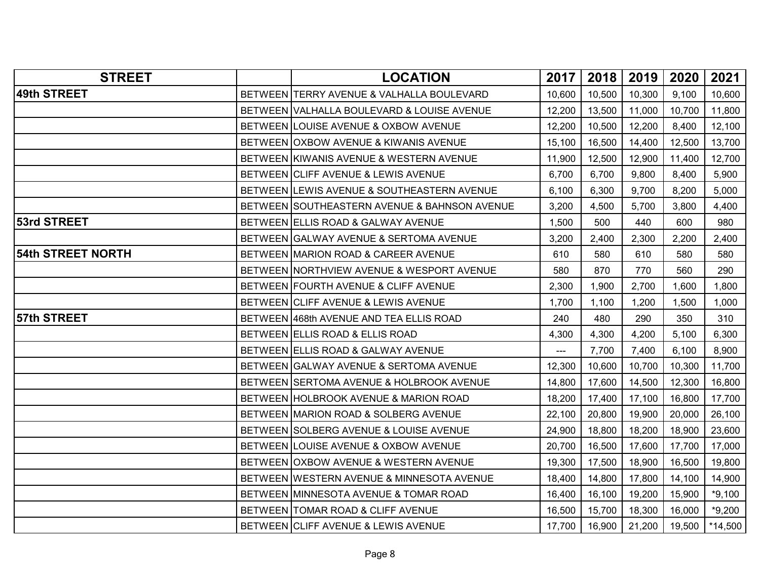| STREET | | LOCATION | 2017 | 2018 | 2019 | 2020 | 2021 |
|---|---|---|---|---|---|---|---|
| **49th STREET** | BETWEEN | TERRY AVENUE & VALHALLA BOULEVARD | 10,600 | 10,500 | 10,300 | 9,100 | 10,600 |
| | BETWEEN | VALHALLA BOULEVARD & LOUISE AVENUE | 12,200 | 13,500 | 11,000 | 10,700 | 11,800 |
| | BETWEEN | LOUISE AVENUE & OXBOW AVENUE | 12,200 | 10,500 | 12,200 | 8,400 | 12,100 |
| | BETWEEN | OXBOW AVENUE & KIWANIS AVENUE | 15,100 | 16,500 | 14,400 | 12,500 | 13,700 |
| | BETWEEN | KIWANIS AVENUE & WESTERN AVENUE | 11,900 | 12,500 | 12,900 | 11,400 | 12,700 |
| | BETWEEN | CLIFF AVENUE & LEWIS AVENUE | 6,700 | 6,700 | 9,800 | 8,400 | 5,900 |
| | BETWEEN | LEWIS AVENUE & SOUTHEASTERN AVENUE | 6,100 | 6,300 | 9,700 | 8,200 | 5,000 |
| | BETWEEN | SOUTHEASTERN AVENUE & BAHNSON AVENUE | 3,200 | 4,500 | 5,700 | 3,800 | 4,400 |
| **53rd STREET** | BETWEEN | ELLIS ROAD & GALWAY AVENUE | 1,500 | 500 | 440 | 600 | 980 |
| | BETWEEN | GALWAY AVENUE & SERTOMA AVENUE | 3,200 | 2,400 | 2,300 | 2,200 | 2,400 |
| **54th STREET NORTH** | BETWEEN | MARION ROAD & CAREER AVENUE | 610 | 580 | 610 | 580 | 580 |
| | BETWEEN | NORTHVIEW AVENUE & WESPORT AVENUE | 580 | 870 | 770 | 560 | 290 |
| | BETWEEN | FOURTH AVENUE & CLIFF AVENUE | 2,300 | 1,900 | 2,700 | 1,600 | 1,800 |
| | BETWEEN | CLIFF AVENUE & LEWIS AVENUE | 1,700 | 1,100 | 1,200 | 1,500 | 1,000 |
| **57th STREET** | BETWEEN | 468th AVENUE AND TEA ELLIS ROAD | 240 | 480 | 290 | 350 | 310 |
| | BETWEEN | ELLIS ROAD & ELLIS ROAD | 4,300 | 4,300 | 4,200 | 5,100 | 6,300 |
| | BETWEEN | ELLIS ROAD & GALWAY AVENUE | --- | 7,700 | 7,400 | 6,100 | 8,900 |
| | BETWEEN | GALWAY AVENUE & SERTOMA AVENUE | 12,300 | 10,600 | 10,700 | 10,300 | 11,700 |
| | BETWEEN | SERTOMA AVENUE & HOLBROOK AVENUE | 14,800 | 17,600 | 14,500 | 12,300 | 16,800 |
| | BETWEEN | HOLBROOK AVENUE & MARION ROAD | 18,200 | 17,400 | 17,100 | 16,800 | 17,700 |
| | BETWEEN | MARION ROAD & SOLBERG AVENUE | 22,100 | 20,800 | 19,900 | 20,000 | 26,100 |
| | BETWEEN | SOLBERG AVENUE & LOUISE AVENUE | 24,900 | 18,800 | 18,200 | 18,900 | 23,600 |
| | BETWEEN | LOUISE AVENUE & OXBOW AVENUE | 20,700 | 16,500 | 17,600 | 17,700 | 17,000 |
| | BETWEEN | OXBOW AVENUE & WESTERN AVENUE | 19,300 | 17,500 | 18,900 | 16,500 | 19,800 |
| | BETWEEN | WESTERN AVENUE & MINNESOTA AVENUE | 18,400 | 14,800 | 17,800 | 14,100 | 14,900 |
| | BETWEEN | MINNESOTA AVENUE & TOMAR ROAD | 16,400 | 16,100 | 19,200 | 15,900 | *9,100 |
| | BETWEEN | TOMAR ROAD & CLIFF AVENUE | 16,500 | 15,700 | 18,300 | 16,000 | *9,200 |
| | BETWEEN | CLIFF AVENUE & LEWIS AVENUE | 17,700 | 16,900 | 21,200 | 19,500 | *14,500 |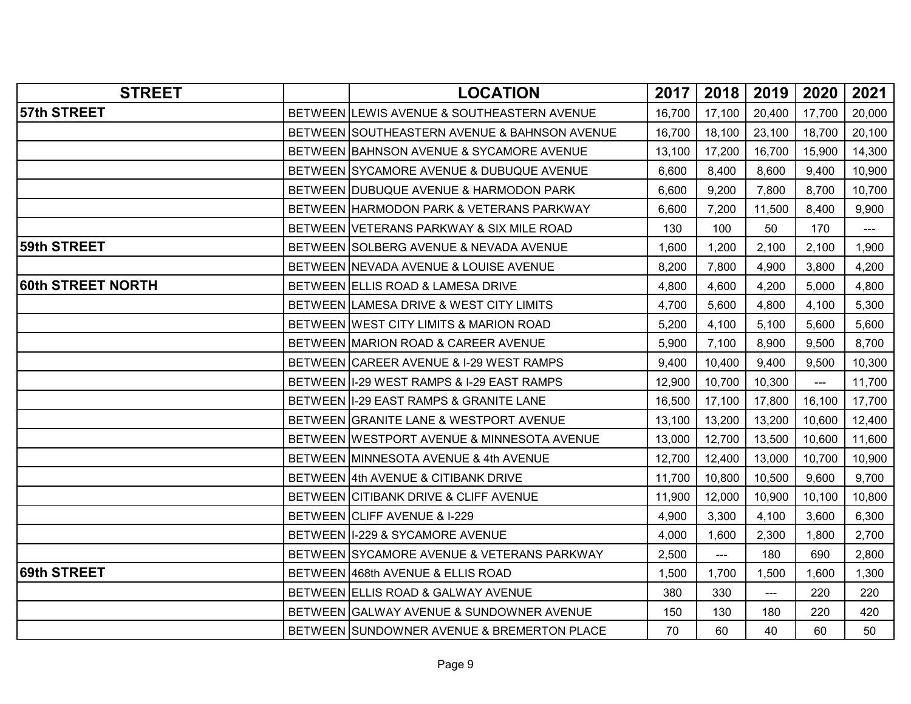| STREET | | LOCATION | 2017 | 2018 | 2019 | 2020 | 2021 |
|---|---|---|---|---|---|---|---|
| **57th STREET** | BETWEEN | LEWIS AVENUE & SOUTHEASTERN AVENUE | 16,700 | 17,100 | 20,400 | 17,700 | 20,000 |
| | BETWEEN | SOUTHEASTERN AVENUE & BAHNSON AVENUE | 16,700 | 18,100 | 23,100 | 18,700 | 20,100 |
| | BETWEEN | BAHNSON AVENUE & SYCAMORE AVENUE | 13,100 | 17,200 | 16,700 | 15,900 | 14,300 |
| | BETWEEN | SYCAMORE AVENUE & DUBUQUE AVENUE | 6,600 | 8,400 | 8,600 | 9,400 | 10,900 |
| | BETWEEN | DUBUQUE AVENUE & HARMODON PARK | 6,600 | 9,200 | 7,800 | 8,700 | 10,700 |
| | BETWEEN | HARMODON PARK & VETERANS PARKWAY | 6,600 | 7,200 | 11,500 | 8,400 | 9,900 |
| | BETWEEN | VETERANS PARKWAY & SIX MILE ROAD | 130 | 100 | 50 | 170 | --- |
| **59th STREET** | BETWEEN | SOLBERG AVENUE & NEVADA AVENUE | 1,600 | 1,200 | 2,100 | 2,100 | 1,900 |
| | BETWEEN | NEVADA AVENUE & LOUISE AVENUE | 8,200 | 7,800 | 4,900 | 3,800 | 4,200 |
| **60th STREET NORTH** | BETWEEN | ELLIS ROAD & LAMESA DRIVE | 4,800 | 4,600 | 4,200 | 5,000 | 4,800 |
| | BETWEEN | LAMESA DRIVE & WEST CITY LIMITS | 4,700 | 5,600 | 4,800 | 4,100 | 5,300 |
| | BETWEEN | WEST CITY LIMITS & MARION ROAD | 5,200 | 4,100 | 5,100 | 5,600 | 5,600 |
| | BETWEEN | MARION ROAD & CAREER AVENUE | 5,900 | 7,100 | 8,900 | 9,500 | 8,700 |
| | BETWEEN | CAREER AVENUE & I-29 WEST RAMPS | 9,400 | 10,400 | 9,400 | 9,500 | 10,300 |
| | BETWEEN | I-29 WEST RAMPS & I-29 EAST RAMPS | 12,900 | 10,700 | 10,300 | --- | 11,700 |
| | BETWEEN | I-29 EAST RAMPS & GRANITE LANE | 16,500 | 17,100 | 17,800 | 16,100 | 17,700 |
| | BETWEEN | GRANITE LANE & WESTPORT AVENUE | 13,100 | 13,200 | 13,200 | 10,600 | 12,400 |
| | BETWEEN | WESTPORT AVENUE & MINNESOTA AVENUE | 13,000 | 12,700 | 13,500 | 10,600 | 11,600 |
| | BETWEEN | MINNESOTA AVENUE & 4th AVENUE | 12,700 | 12,400 | 13,000 | 10,700 | 10,900 |
| | BETWEEN | 4th AVENUE & CITIBANK DRIVE | 11,700 | 10,800 | 10,500 | 9,600 | 9,700 |
| | BETWEEN | CITIBANK DRIVE & CLIFF AVENUE | 11,900 | 12,000 | 10,900 | 10,100 | 10,800 |
| | BETWEEN | CLIFF AVENUE & I-229 | 4,900 | 3,300 | 4,100 | 3,600 | 6,300 |
| | BETWEEN | I-229 & SYCAMORE AVENUE | 4,000 | 1,600 | 2,300 | 1,800 | 2,700 |
| | BETWEEN | SYCAMORE AVENUE & VETERANS PARKWAY | 2,500 | --- | 180 | 690 | 2,800 |
| **69th STREET** | BETWEEN | 468th AVENUE & ELLIS ROAD | 1,500 | 1,700 | 1,500 | 1,600 | 1,300 |
| | BETWEEN | ELLIS ROAD & GALWAY AVENUE | 380 | 330 | --- | 220 | 220 |
| | BETWEEN | GALWAY AVENUE & SUNDOWNER AVENUE | 150 | 130 | 180 | 220 | 420 |
| | BETWEEN | SUNDOWNER AVENUE & BREMERTON PLACE | 70 | 60 | 40 | 60 | 50 |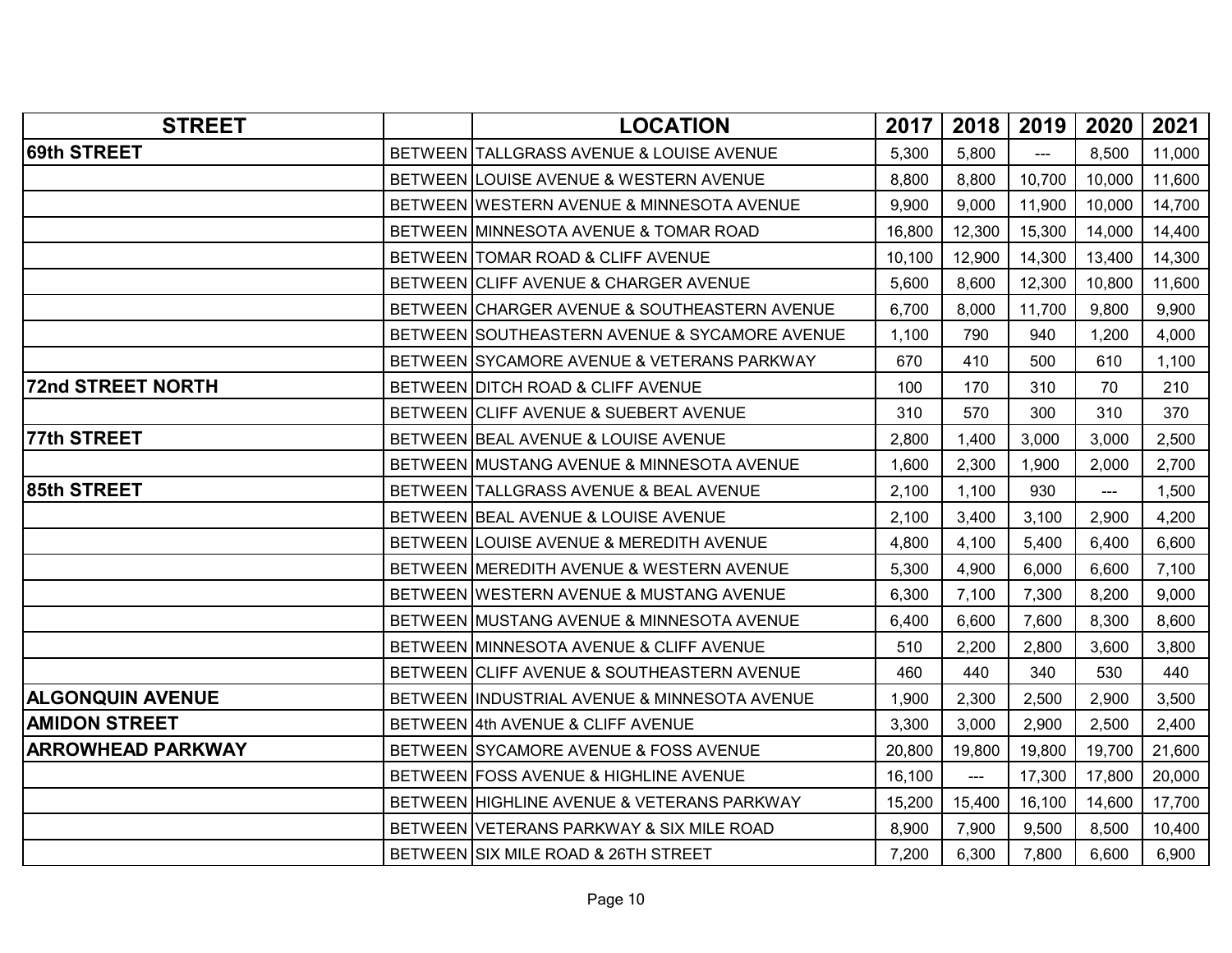| STREET | | LOCATION | 2017 | 2018 | 2019 | 2020 | 2021 |
|---|---|---|---|---|---|---|---|
| **69th STREET** | BETWEEN | TALLGRASS AVENUE & LOUISE AVENUE | 5,300 | 5,800 | --- | 8,500 | 11,000 |
| | BETWEEN | LOUISE AVENUE & WESTERN AVENUE | 8,800 | 8,800 | 10,700 | 10,000 | 11,600 |
| | BETWEEN | WESTERN AVENUE & MINNESOTA AVENUE | 9,900 | 9,000 | 11,900 | 10,000 | 14,700 |
| | BETWEEN | MINNESOTA AVENUE & TOMAR ROAD | 16,800 | 12,300 | 15,300 | 14,000 | 14,400 |
| | BETWEEN | TOMAR ROAD & CLIFF AVENUE | 10,100 | 12,900 | 14,300 | 13,400 | 14,300 |
| | BETWEEN | CLIFF AVENUE & CHARGER AVENUE | 5,600 | 8,600 | 12,300 | 10,800 | 11,600 |
| | BETWEEN | CHARGER AVENUE & SOUTHEASTERN AVENUE | 6,700 | 8,000 | 11,700 | 9,800 | 9,900 |
| | BETWEEN | SOUTHEASTERN AVENUE & SYCAMORE AVENUE | 1,100 | 790 | 940 | 1,200 | 4,000 |
| | BETWEEN | SYCAMORE AVENUE & VETERANS PARKWAY | 670 | 410 | 500 | 610 | 1,100 |
| **72nd STREET NORTH** | BETWEEN | DITCH ROAD & CLIFF AVENUE | 100 | 170 | 310 | 70 | 210 |
| | BETWEEN | CLIFF AVENUE & SUEBERT AVENUE | 310 | 570 | 300 | 310 | 370 |
| **77th STREET** | BETWEEN | BEAL AVENUE & LOUISE AVENUE | 2,800 | 1,400 | 3,000 | 3,000 | 2,500 |
| | BETWEEN | MUSTANG AVENUE & MINNESOTA AVENUE | 1,600 | 2,300 | 1,900 | 2,000 | 2,700 |
| **85th STREET** | BETWEEN | TALLGRASS AVENUE & BEAL AVENUE | 2,100 | 1,100 | 930 | --- | 1,500 |
| | BETWEEN | BEAL AVENUE & LOUISE AVENUE | 2,100 | 3,400 | 3,100 | 2,900 | 4,200 |
| | BETWEEN | LOUISE AVENUE & MEREDITH AVENUE | 4,800 | 4,100 | 5,400 | 6,400 | 6,600 |
| | BETWEEN | MEREDITH AVENUE & WESTERN AVENUE | 5,300 | 4,900 | 6,000 | 6,600 | 7,100 |
| | BETWEEN | WESTERN AVENUE & MUSTANG AVENUE | 6,300 | 7,100 | 7,300 | 8,200 | 9,000 |
| | BETWEEN | MUSTANG AVENUE & MINNESOTA AVENUE | 6,400 | 6,600 | 7,600 | 8,300 | 8,600 |
| | BETWEEN | MINNESOTA AVENUE & CLIFF AVENUE | 510 | 2,200 | 2,800 | 3,600 | 3,800 |
| | BETWEEN | CLIFF AVENUE & SOUTHEASTERN AVENUE | 460 | 440 | 340 | 530 | 440 |
| **ALGONQUIN AVENUE** | BETWEEN | INDUSTRIAL AVENUE & MINNESOTA AVENUE | 1,900 | 2,300 | 2,500 | 2,900 | 3,500 |
| **AMIDON STREET** | BETWEEN | 4th AVENUE & CLIFF AVENUE | 3,300 | 3,000 | 2,900 | 2,500 | 2,400 |
| **ARROWHEAD PARKWAY** | BETWEEN | SYCAMORE AVENUE & FOSS AVENUE | 20,800 | 19,800 | 19,800 | 19,700 | 21,600 |
| | BETWEEN | FOSS AVENUE & HIGHLINE AVENUE | 16,100 | --- | 17,300 | 17,800 | 20,000 |
| | BETWEEN | HIGHLINE AVENUE & VETERANS PARKWAY | 15,200 | 15,400 | 16,100 | 14,600 | 17,700 |
| | BETWEEN | VETERANS PARKWAY & SIX MILE ROAD | 8,900 | 7,900 | 9,500 | 8,500 | 10,400 |
| | BETWEEN | SIX MILE ROAD & 26TH STREET | 7,200 | 6,300 | 7,800 | 6,600 | 6,900 |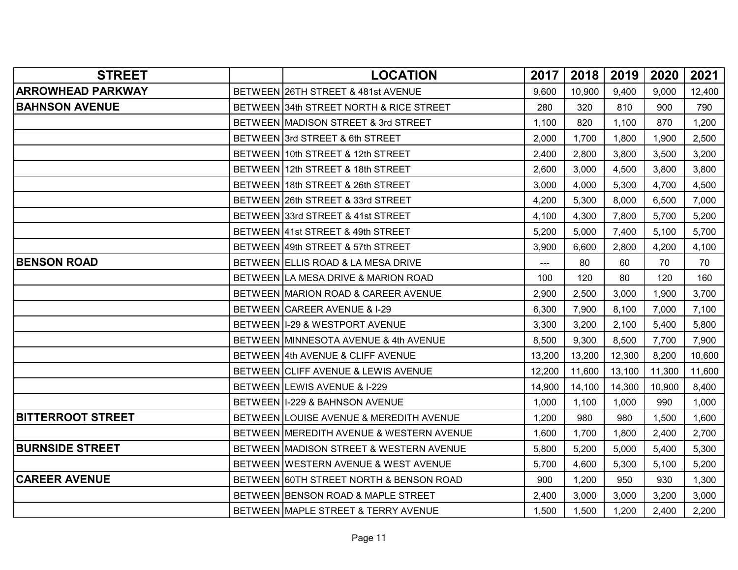| STREET | | LOCATION | 2017 | 2018 | 2019 | 2020 | 2021 |
|---|---|---|---|---|---|---|---|
| **ARROWHEAD PARKWAY** | BETWEEN | 26TH STREET & 481st AVENUE | 9,600 | 10,900 | 9,400 | 9,000 | 12,400 |
| **BAHNSON AVENUE** | BETWEEN | 34th STREET NORTH & RICE STREET | 280 | 320 | 810 | 900 | 790 |
| | BETWEEN | MADISON STREET & 3rd STREET | 1,100 | 820 | 1,100 | 870 | 1,200 |
| | BETWEEN | 3rd STREET & 6th STREET | 2,000 | 1,700 | 1,800 | 1,900 | 2,500 |
| | BETWEEN | 10th STREET & 12th STREET | 2,400 | 2,800 | 3,800 | 3,500 | 3,200 |
| | BETWEEN | 12th STREET & 18th STREET | 2,600 | 3,000 | 4,500 | 3,800 | 3,800 |
| | BETWEEN | 18th STREET & 26th STREET | 3,000 | 4,000 | 5,300 | 4,700 | 4,500 |
| | BETWEEN | 26th STREET & 33rd STREET | 4,200 | 5,300 | 8,000 | 6,500 | 7,000 |
| | BETWEEN | 33rd STREET & 41st STREET | 4,100 | 4,300 | 7,800 | 5,700 | 5,200 |
| | BETWEEN | 41st STREET & 49th STREET | 5,200 | 5,000 | 7,400 | 5,100 | 5,700 |
| | BETWEEN | 49th STREET & 57th STREET | 3,900 | 6,600 | 2,800 | 4,200 | 4,100 |
| **BENSON ROAD** | BETWEEN | ELLIS ROAD & LA MESA DRIVE | --- | 80 | 60 | 70 | 70 |
| | BETWEEN | LA MESA DRIVE & MARION ROAD | 100 | 120 | 80 | 120 | 160 |
| | BETWEEN | MARION ROAD & CAREER AVENUE | 2,900 | 2,500 | 3,000 | 1,900 | 3,700 |
| | BETWEEN | CAREER AVENUE & I-29 | 6,300 | 7,900 | 8,100 | 7,000 | 7,100 |
| | BETWEEN | I-29 & WESTPORT AVENUE | 3,300 | 3,200 | 2,100 | 5,400 | 5,800 |
| | BETWEEN | MINNESOTA AVENUE & 4th AVENUE | 8,500 | 9,300 | 8,500 | 7,700 | 7,900 |
| | BETWEEN | 4th AVENUE & CLIFF AVENUE | 13,200 | 13,200 | 12,300 | 8,200 | 10,600 |
| | BETWEEN | CLIFF AVENUE & LEWIS AVENUE | 12,200 | 11,600 | 13,100 | 11,300 | 11,600 |
| | BETWEEN | LEWIS AVENUE & I-229 | 14,900 | 14,100 | 14,300 | 10,900 | 8,400 |
| | BETWEEN | I-229 & BAHNSON AVENUE | 1,000 | 1,100 | 1,000 | 990 | 1,000 |
| **BITTERROOT STREET** | BETWEEN | LOUISE AVENUE & MEREDITH AVENUE | 1,200 | 980 | 980 | 1,500 | 1,600 |
| | BETWEEN | MEREDITH AVENUE & WESTERN AVENUE | 1,600 | 1,700 | 1,800 | 2,400 | 2,700 |
| **BURNSIDE STREET** | BETWEEN | MADISON STREET & WESTERN AVENUE | 5,800 | 5,200 | 5,000 | 5,400 | 5,300 |
| | BETWEEN | WESTERN AVENUE & WEST AVENUE | 5,700 | 4,600 | 5,300 | 5,100 | 5,200 |
| **CAREER AVENUE** | BETWEEN | 60TH STREET NORTH & BENSON ROAD | 900 | 1,200 | 950 | 930 | 1,300 |
| | BETWEEN | BENSON ROAD & MAPLE STREET | 2,400 | 3,000 | 3,000 | 3,200 | 3,000 |
| | BETWEEN | MAPLE STREET & TERRY AVENUE | 1,500 | 1,500 | 1,200 | 2,400 | 2,200 |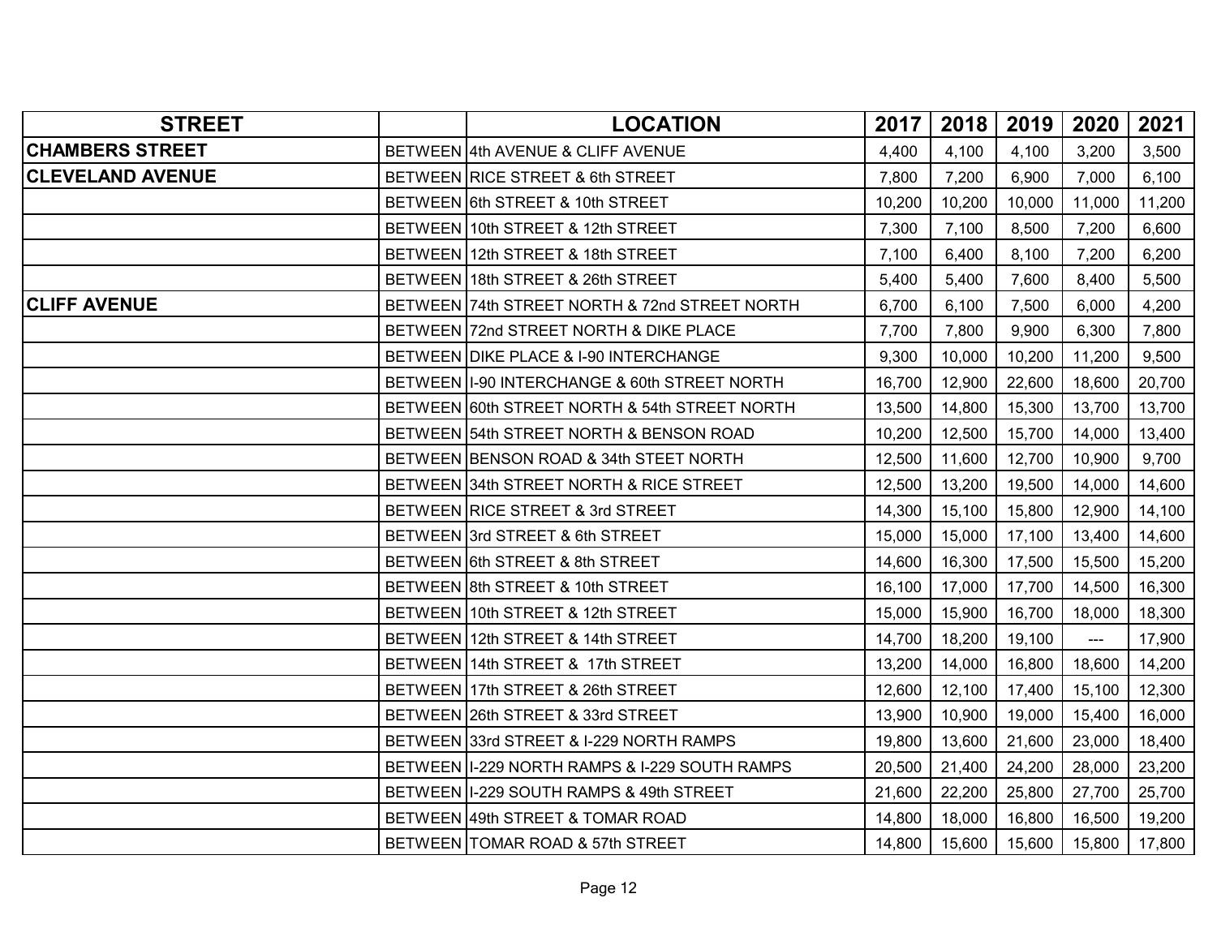| STREET | | LOCATION | 2017 | 2018 | 2019 | 2020 | 2021 |
|---|---|---|---|---|---|---|---|
| **CHAMBERS STREET** | BETWEEN | 4th AVENUE & CLIFF AVENUE | 4,400 | 4,100 | 4,100 | 3,200 | 3,500 |
| **CLEVELAND AVENUE** | BETWEEN | RICE STREET & 6th STREET | 7,800 | 7,200 | 6,900 | 7,000 | 6,100 |
| | BETWEEN | 6th STREET & 10th STREET | 10,200 | 10,200 | 10,000 | 11,000 | 11,200 |
| | BETWEEN | 10th STREET & 12th STREET | 7,300 | 7,100 | 8,500 | 7,200 | 6,600 |
| | BETWEEN | 12th STREET & 18th STREET | 7,100 | 6,400 | 8,100 | 7,200 | 6,200 |
| | BETWEEN | 18th STREET & 26th STREET | 5,400 | 5,400 | 7,600 | 8,400 | 5,500 |
| **CLIFF AVENUE** | BETWEEN | 74th STREET NORTH & 72nd STREET NORTH | 6,700 | 6,100 | 7,500 | 6,000 | 4,200 |
| | BETWEEN | 72nd STREET NORTH & DIKE PLACE | 7,700 | 7,800 | 9,900 | 6,300 | 7,800 |
| | BETWEEN | DIKE PLACE & I-90 INTERCHANGE | 9,300 | 10,000 | 10,200 | 11,200 | 9,500 |
| | BETWEEN | I-90 INTERCHANGE & 60th STREET NORTH | 16,700 | 12,900 | 22,600 | 18,600 | 20,700 |
| | BETWEEN | 60th STREET NORTH & 54th STREET NORTH | 13,500 | 14,800 | 15,300 | 13,700 | 13,700 |
| | BETWEEN | 54th STREET NORTH & BENSON ROAD | 10,200 | 12,500 | 15,700 | 14,000 | 13,400 |
| | BETWEEN | BENSON ROAD & 34th STEET NORTH | 12,500 | 11,600 | 12,700 | 10,900 | 9,700 |
| | BETWEEN | 34th STREET NORTH & RICE STREET | 12,500 | 13,200 | 19,500 | 14,000 | 14,600 |
| | BETWEEN | RICE STREET & 3rd STREET | 14,300 | 15,100 | 15,800 | 12,900 | 14,100 |
| | BETWEEN | 3rd STREET & 6th STREET | 15,000 | 15,000 | 17,100 | 13,400 | 14,600 |
| | BETWEEN | 6th STREET & 8th STREET | 14,600 | 16,300 | 17,500 | 15,500 | 15,200 |
| | BETWEEN | 8th STREET & 10th STREET | 16,100 | 17,000 | 17,700 | 14,500 | 16,300 |
| | BETWEEN | 10th STREET & 12th STREET | 15,000 | 15,900 | 16,700 | 18,000 | 18,300 |
| | BETWEEN | 12th STREET & 14th STREET | 14,700 | 18,200 | 19,100 | --- | 17,900 |
| | BETWEEN | 14th STREET & 17th STREET | 13,200 | 14,000 | 16,800 | 18,600 | 14,200 |
| | BETWEEN | 17th STREET & 26th STREET | 12,600 | 12,100 | 17,400 | 15,100 | 12,300 |
| | BETWEEN | 26th STREET & 33rd STREET | 13,900 | 10,900 | 19,000 | 15,400 | 16,000 |
| | BETWEEN | 33rd STREET & I-229 NORTH RAMPS | 19,800 | 13,600 | 21,600 | 23,000 | 18,400 |
| | BETWEEN | I-229 NORTH RAMPS & I-229 SOUTH RAMPS | 20,500 | 21,400 | 24,200 | 28,000 | 23,200 |
| | BETWEEN | I-229 SOUTH RAMPS & 49th STREET | 21,600 | 22,200 | 25,800 | 27,700 | 25,700 |
| | BETWEEN | 49th STREET & TOMAR ROAD | 14,800 | 18,000 | 16,800 | 16,500 | 19,200 |
| | BETWEEN | TOMAR ROAD & 57th STREET | 14,800 | 15,600 | 15,600 | 15,800 | 17,800 |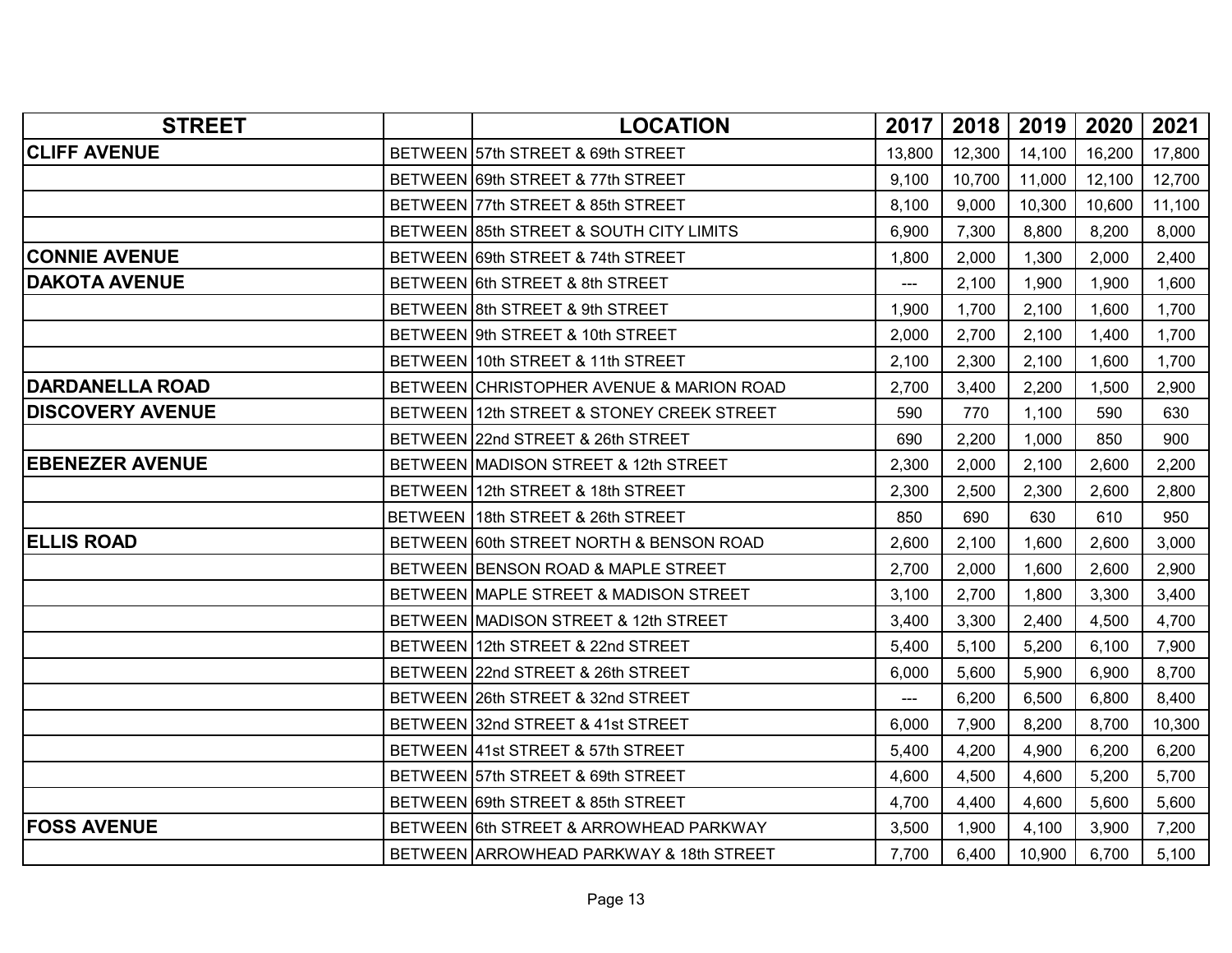| STREET | | LOCATION | 2017 | 2018 | 2019 | 2020 | 2021 |
|---|---|---|---|---|---|---|---|
| **CLIFF AVENUE** | BETWEEN | 57th STREET & 69th STREET | 13,800 | 12,300 | 14,100 | 16,200 | 17,800 |
| | BETWEEN | 69th STREET & 77th STREET | 9,100 | 10,700 | 11,000 | 12,100 | 12,700 |
| | BETWEEN | 77th STREET & 85th STREET | 8,100 | 9,000 | 10,300 | 10,600 | 11,100 |
| | BETWEEN | 85th STREET & SOUTH CITY LIMITS | 6,900 | 7,300 | 8,800 | 8,200 | 8,000 |
| **CONNIE AVENUE** | BETWEEN | 69th STREET & 74th STREET | 1,800 | 2,000 | 1,300 | 2,000 | 2,400 |
| **DAKOTA AVENUE** | BETWEEN | 6th STREET & 8th STREET | --- | 2,100 | 1,900 | 1,900 | 1,600 |
| | BETWEEN | 8th STREET & 9th STREET | 1,900 | 1,700 | 2,100 | 1,600 | 1,700 |
| | BETWEEN | 9th STREET & 10th STREET | 2,000 | 2,700 | 2,100 | 1,400 | 1,700 |
| | BETWEEN | 10th STREET & 11th STREET | 2,100 | 2,300 | 2,100 | 1,600 | 1,700 |
| **DARDANELLA ROAD** | BETWEEN | CHRISTOPHER AVENUE & MARION ROAD | 2,700 | 3,400 | 2,200 | 1,500 | 2,900 |
| **DISCOVERY AVENUE** | BETWEEN | 12th STREET & STONEY CREEK STREET | 590 | 770 | 1,100 | 590 | 630 |
| | BETWEEN | 22nd STREET & 26th STREET | 690 | 2,200 | 1,000 | 850 | 900 |
| **EBENEZER AVENUE** | BETWEEN | MADISON STREET & 12th STREET | 2,300 | 2,000 | 2,100 | 2,600 | 2,200 |
| | BETWEEN | 12th STREET & 18th STREET | 2,300 | 2,500 | 2,300 | 2,600 | 2,800 |
| | BETWEEN | 18th STREET & 26th STREET | 850 | 690 | 630 | 610 | 950 |
| **ELLIS ROAD** | BETWEEN | 60th STREET NORTH & BENSON ROAD | 2,600 | 2,100 | 1,600 | 2,600 | 3,000 |
| | BETWEEN | BENSON ROAD & MAPLE STREET | 2,700 | 2,000 | 1,600 | 2,600 | 2,900 |
| | BETWEEN | MAPLE STREET & MADISON STREET | 3,100 | 2,700 | 1,800 | 3,300 | 3,400 |
| | BETWEEN | MADISON STREET & 12th STREET | 3,400 | 3,300 | 2,400 | 4,500 | 4,700 |
| | BETWEEN | 12th STREET & 22nd STREET | 5,400 | 5,100 | 5,200 | 6,100 | 7,900 |
| | BETWEEN | 22nd STREET & 26th STREET | 6,000 | 5,600 | 5,900 | 6,900 | 8,700 |
| | BETWEEN | 26th STREET & 32nd STREET | --- | 6,200 | 6,500 | 6,800 | 8,400 |
| | BETWEEN | 32nd STREET & 41st STREET | 6,000 | 7,900 | 8,200 | 8,700 | 10,300 |
| | BETWEEN | 41st STREET & 57th STREET | 5,400 | 4,200 | 4,900 | 6,200 | 6,200 |
| | BETWEEN | 57th STREET & 69th STREET | 4,600 | 4,500 | 4,600 | 5,200 | 5,700 |
| | BETWEEN | 69th STREET & 85th STREET | 4,700 | 4,400 | 4,600 | 5,600 | 5,600 |
| **FOSS AVENUE** | BETWEEN | 6th STREET & ARROWHEAD PARKWAY | 3,500 | 1,900 | 4,100 | 3,900 | 7,200 |
| | BETWEEN | ARROWHEAD PARKWAY & 18th STREET | 7,700 | 6,400 | 10,900 | 6,700 | 5,100 |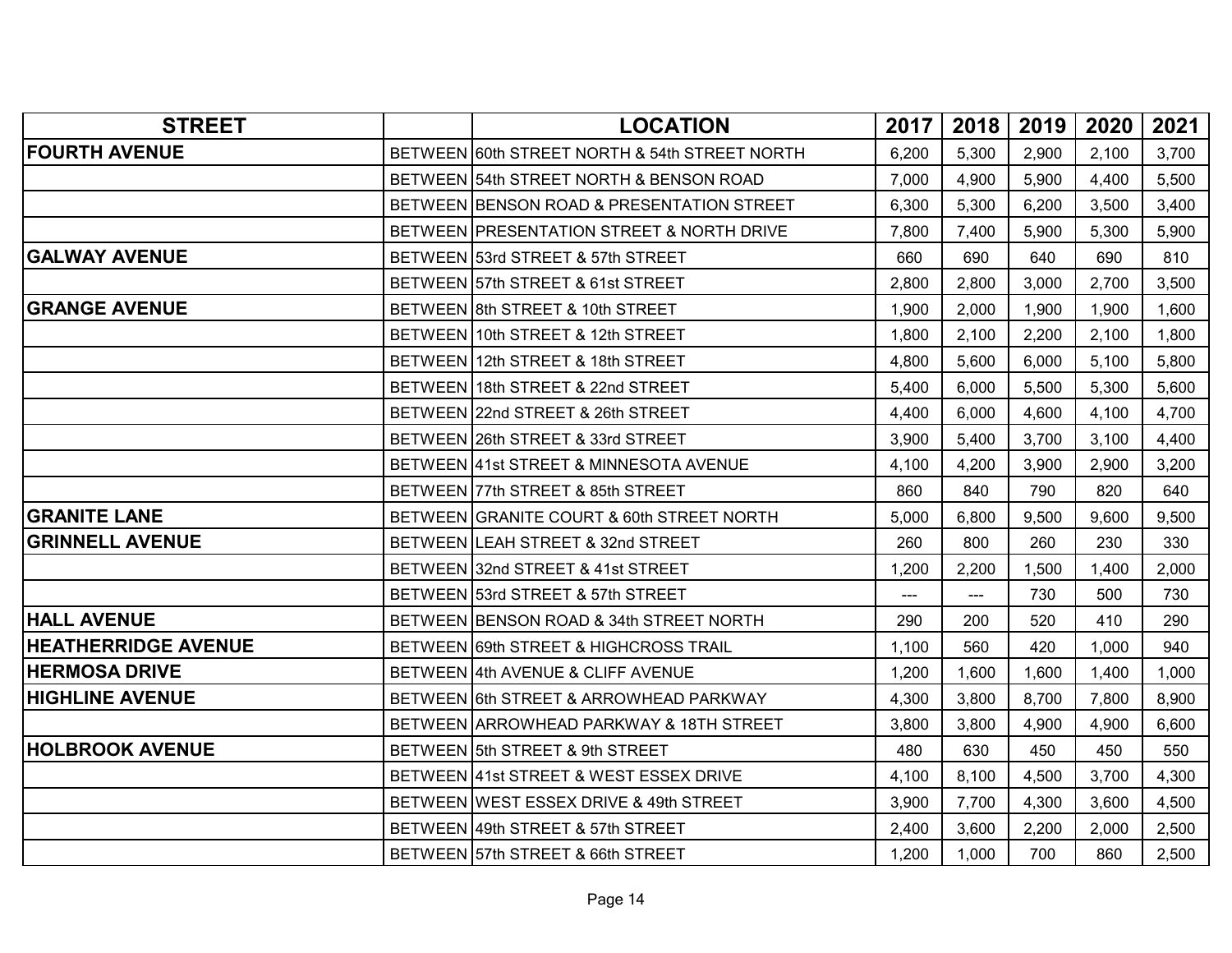| STREET | | LOCATION | 2017 | 2018 | 2019 | 2020 | 2021 |
|---|---|---|---|---|---|---|---|
| **FOURTH AVENUE** | BETWEEN | 60th STREET NORTH & 54th STREET NORTH | 6,200 | 5,300 | 2,900 | 2,100 | 3,700 |
| | BETWEEN | 54th STREET NORTH & BENSON ROAD | 7,000 | 4,900 | 5,900 | 4,400 | 5,500 |
| | BETWEEN | BENSON ROAD & PRESENTATION STREET | 6,300 | 5,300 | 6,200 | 3,500 | 3,400 |
| | BETWEEN | PRESENTATION STREET & NORTH DRIVE | 7,800 | 7,400 | 5,900 | 5,300 | 5,900 |
| **GALWAY AVENUE** | BETWEEN | 53rd STREET & 57th STREET | 660 | 690 | 640 | 690 | 810 |
| | BETWEEN | 57th STREET & 61st STREET | 2,800 | 2,800 | 3,000 | 2,700 | 3,500 |
| **GRANGE AVENUE** | BETWEEN | 8th STREET & 10th STREET | 1,900 | 2,000 | 1,900 | 1,900 | 1,600 |
| | BETWEEN | 10th STREET & 12th STREET | 1,800 | 2,100 | 2,200 | 2,100 | 1,800 |
| | BETWEEN | 12th STREET & 18th STREET | 4,800 | 5,600 | 6,000 | 5,100 | 5,800 |
| | BETWEEN | 18th STREET & 22nd STREET | 5,400 | 6,000 | 5,500 | 5,300 | 5,600 |
| | BETWEEN | 22nd STREET & 26th STREET | 4,400 | 6,000 | 4,600 | 4,100 | 4,700 |
| | BETWEEN | 26th STREET & 33rd STREET | 3,900 | 5,400 | 3,700 | 3,100 | 4,400 |
| | BETWEEN | 41st STREET & MINNESOTA AVENUE | 4,100 | 4,200 | 3,900 | 2,900 | 3,200 |
| | BETWEEN | 77th STREET & 85th STREET | 860 | 840 | 790 | 820 | 640 |
| **GRANITE LANE** | BETWEEN | GRANITE COURT & 60th STREET NORTH | 5,000 | 6,800 | 9,500 | 9,600 | 9,500 |
| **GRINNELL AVENUE** | BETWEEN | LEAH STREET & 32nd STREET | 260 | 800 | 260 | 230 | 330 |
| | BETWEEN | 32nd STREET & 41st STREET | 1,200 | 2,200 | 1,500 | 1,400 | 2,000 |
| | BETWEEN | 53rd STREET & 57th STREET | --- | --- | 730 | 500 | 730 |
| **HALL AVENUE** | BETWEEN | BENSON ROAD & 34th STREET NORTH | 290 | 200 | 520 | 410 | 290 |
| **HEATHERRIDGE AVENUE** | BETWEEN | 69th STREET & HIGHCROSS TRAIL | 1,100 | 560 | 420 | 1,000 | 940 |
| **HERMOSA DRIVE** | BETWEEN | 4th AVENUE & CLIFF AVENUE | 1,200 | 1,600 | 1,600 | 1,400 | 1,000 |
| **HIGHLINE AVENUE** | BETWEEN | 6th STREET & ARROWHEAD PARKWAY | 4,300 | 3,800 | 8,700 | 7,800 | 8,900 |
| | BETWEEN | ARROWHEAD PARKWAY & 18TH STREET | 3,800 | 3,800 | 4,900 | 4,900 | 6,600 |
| **HOLBROOK AVENUE** | BETWEEN | 5th STREET & 9th STREET | 480 | 630 | 450 | 450 | 550 |
| | BETWEEN | 41st STREET & WEST ESSEX DRIVE | 4,100 | 8,100 | 4,500 | 3,700 | 4,300 |
| | BETWEEN | WEST ESSEX DRIVE & 49th STREET | 3,900 | 7,700 | 4,300 | 3,600 | 4,500 |
| | BETWEEN | 49th STREET & 57th STREET | 2,400 | 3,600 | 2,200 | 2,000 | 2,500 |
| | BETWEEN | 57th STREET & 66th STREET | 1,200 | 1,000 | 700 | 860 | 2,500 |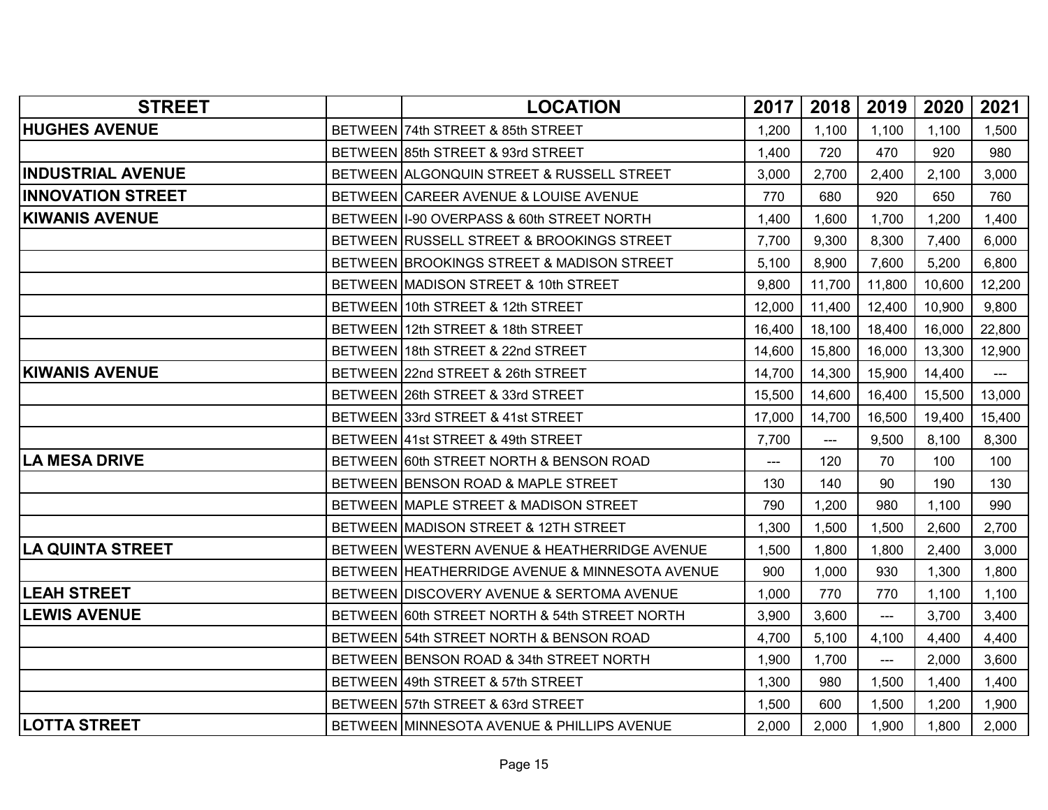| STREET | | LOCATION | 2017 | 2018 | 2019 | 2020 | 2021 |
|---|---|---|---|---|---|---|---|
| **HUGHES AVENUE** | BETWEEN | 74th STREET & 85th STREET | 1,200 | 1,100 | 1,100 | 1,100 | 1,500 |
| | BETWEEN | 85th STREET & 93rd STREET | 1,400 | 720 | 470 | 920 | 980 |
| **INDUSTRIAL AVENUE** | BETWEEN | ALGONQUIN STREET & RUSSELL STREET | 3,000 | 2,700 | 2,400 | 2,100 | 3,000 |
| **INNOVATION STREET** | BETWEEN | CAREER AVENUE & LOUISE AVENUE | 770 | 680 | 920 | 650 | 760 |
| **KIWANIS AVENUE** | BETWEEN | I-90 OVERPASS & 60th STREET NORTH | 1,400 | 1,600 | 1,700 | 1,200 | 1,400 |
| | BETWEEN | RUSSELL STREET & BROOKINGS STREET | 7,700 | 9,300 | 8,300 | 7,400 | 6,000 |
| | BETWEEN | BROOKINGS STREET & MADISON STREET | 5,100 | 8,900 | 7,600 | 5,200 | 6,800 |
| | BETWEEN | MADISON STREET & 10th STREET | 9,800 | 11,700 | 11,800 | 10,600 | 12,200 |
| | BETWEEN | 10th STREET & 12th STREET | 12,000 | 11,400 | 12,400 | 10,900 | 9,800 |
| | BETWEEN | 12th STREET & 18th STREET | 16,400 | 18,100 | 18,400 | 16,000 | 22,800 |
| | BETWEEN | 18th STREET & 22nd STREET | 14,600 | 15,800 | 16,000 | 13,300 | 12,900 |
| **KIWANIS AVENUE** | BETWEEN | 22nd STREET & 26th STREET | 14,700 | 14,300 | 15,900 | 14,400 | --- |
| | BETWEEN | 26th STREET & 33rd STREET | 15,500 | 14,600 | 16,400 | 15,500 | 13,000 |
| | BETWEEN | 33rd STREET & 41st STREET | 17,000 | 14,700 | 16,500 | 19,400 | 15,400 |
| | BETWEEN | 41st STREET & 49th STREET | 7,700 | --- | 9,500 | 8,100 | 8,300 |
| **LA MESA DRIVE** | BETWEEN | 60th STREET NORTH & BENSON ROAD | --- | 120 | 70 | 100 | 100 |
| | BETWEEN | BENSON ROAD & MAPLE STREET | 130 | 140 | 90 | 190 | 130 |
| | BETWEEN | MAPLE STREET & MADISON STREET | 790 | 1,200 | 980 | 1,100 | 990 |
| | BETWEEN | MADISON STREET & 12TH STREET | 1,300 | 1,500 | 1,500 | 2,600 | 2,700 |
| **LA QUINTA STREET** | BETWEEN | WESTERN AVENUE & HEATHERRIDGE AVENUE | 1,500 | 1,800 | 1,800 | 2,400 | 3,000 |
| | BETWEEN | HEATHERRIDGE AVENUE & MINNESOTA AVENUE | 900 | 1,000 | 930 | 1,300 | 1,800 |
| **LEAH STREET** | BETWEEN | DISCOVERY AVENUE & SERTOMA AVENUE | 1,000 | 770 | 770 | 1,100 | 1,100 |
| **LEWIS AVENUE** | BETWEEN | 60th STREET NORTH & 54th STREET NORTH | 3,900 | 3,600 | --- | 3,700 | 3,400 |
| | BETWEEN | 54th STREET NORTH & BENSON ROAD | 4,700 | 5,100 | 4,100 | 4,400 | 4,400 |
| | BETWEEN | BENSON ROAD & 34th STREET NORTH | 1,900 | 1,700 | --- | 2,000 | 3,600 |
| | BETWEEN | 49th STREET & 57th STREET | 1,300 | 980 | 1,500 | 1,400 | 1,400 |
| | BETWEEN | 57th STREET & 63rd STREET | 1,500 | 600 | 1,500 | 1,200 | 1,900 |
| **LOTTA STREET** | BETWEEN | MINNESOTA AVENUE & PHILLIPS AVENUE | 2,000 | 2,000 | 1,900 | 1,800 | 2,000 |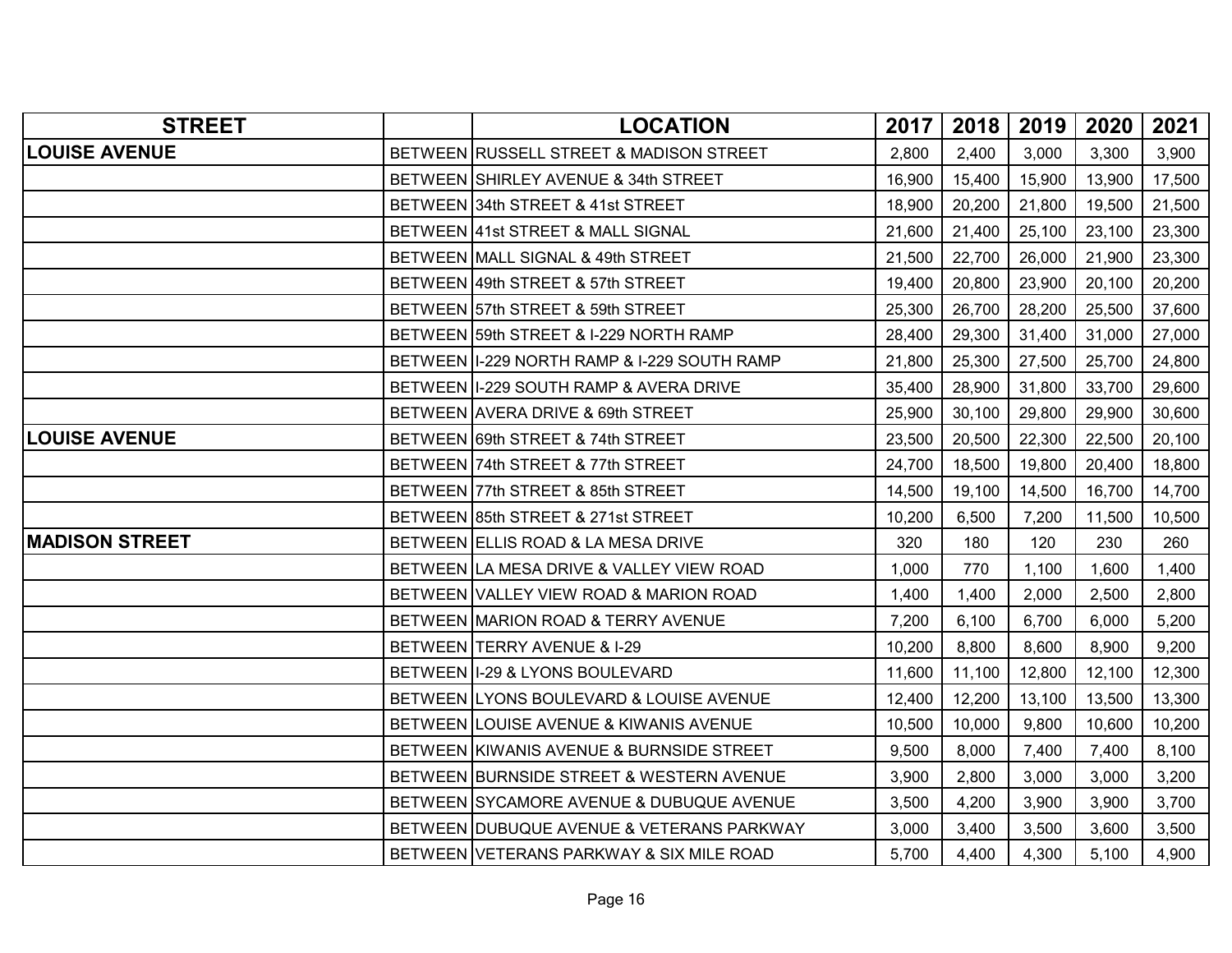| STREET | | LOCATION | 2017 | 2018 | 2019 | 2020 | 2021 |
|---|---|---|---|---|---|---|---|
| **LOUISE AVENUE** | BETWEEN | RUSSELL STREET & MADISON STREET | 2,800 | 2,400 | 3,000 | 3,300 | 3,900 |
| | BETWEEN | SHIRLEY AVENUE & 34th STREET | 16,900 | 15,400 | 15,900 | 13,900 | 17,500 |
| | BETWEEN | 34th STREET & 41st STREET | 18,900 | 20,200 | 21,800 | 19,500 | 21,500 |
| | BETWEEN | 41st STREET & MALL SIGNAL | 21,600 | 21,400 | 25,100 | 23,100 | 23,300 |
| | BETWEEN | MALL SIGNAL & 49th STREET | 21,500 | 22,700 | 26,000 | 21,900 | 23,300 |
| | BETWEEN | 49th STREET & 57th STREET | 19,400 | 20,800 | 23,900 | 20,100 | 20,200 |
| | BETWEEN | 57th STREET & 59th STREET | 25,300 | 26,700 | 28,200 | 25,500 | 37,600 |
| | BETWEEN | 59th STREET & I-229 NORTH RAMP | 28,400 | 29,300 | 31,400 | 31,000 | 27,000 |
| | BETWEEN | I-229 NORTH RAMP & I-229 SOUTH RAMP | 21,800 | 25,300 | 27,500 | 25,700 | 24,800 |
| | BETWEEN | I-229 SOUTH RAMP & AVERA DRIVE | 35,400 | 28,900 | 31,800 | 33,700 | 29,600 |
| | BETWEEN | AVERA DRIVE & 69th STREET | 25,900 | 30,100 | 29,800 | 29,900 | 30,600 |
| **LOUISE AVENUE** | BETWEEN | 69th STREET & 74th STREET | 23,500 | 20,500 | 22,300 | 22,500 | 20,100 |
| | BETWEEN | 74th STREET & 77th STREET | 24,700 | 18,500 | 19,800 | 20,400 | 18,800 |
| | BETWEEN | 77th STREET & 85th STREET | 14,500 | 19,100 | 14,500 | 16,700 | 14,700 |
| | BETWEEN | 85th STREET & 271st STREET | 10,200 | 6,500 | 7,200 | 11,500 | 10,500 |
| **MADISON STREET** | BETWEEN | ELLIS ROAD & LA MESA DRIVE | 320 | 180 | 120 | 230 | 260 |
| | BETWEEN | LA MESA DRIVE & VALLEY VIEW ROAD | 1,000 | 770 | 1,100 | 1,600 | 1,400 |
| | BETWEEN | VALLEY VIEW ROAD & MARION ROAD | 1,400 | 1,400 | 2,000 | 2,500 | 2,800 |
| | BETWEEN | MARION ROAD & TERRY AVENUE | 7,200 | 6,100 | 6,700 | 6,000 | 5,200 |
| | BETWEEN | TERRY AVENUE & I-29 | 10,200 | 8,800 | 8,600 | 8,900 | 9,200 |
| | BETWEEN | I-29 & LYONS BOULEVARD | 11,600 | 11,100 | 12,800 | 12,100 | 12,300 |
| | BETWEEN | LYONS BOULEVARD & LOUISE AVENUE | 12,400 | 12,200 | 13,100 | 13,500 | 13,300 |
| | BETWEEN | LOUISE AVENUE & KIWANIS AVENUE | 10,500 | 10,000 | 9,800 | 10,600 | 10,200 |
| | BETWEEN | KIWANIS AVENUE & BURNSIDE STREET | 9,500 | 8,000 | 7,400 | 7,400 | 8,100 |
| | BETWEEN | BURNSIDE STREET & WESTERN AVENUE | 3,900 | 2,800 | 3,000 | 3,000 | 3,200 |
| | BETWEEN | SYCAMORE AVENUE & DUBUQUE AVENUE | 3,500 | 4,200 | 3,900 | 3,900 | 3,700 |
| | BETWEEN | DUBUQUE AVENUE & VETERANS PARKWAY | 3,000 | 3,400 | 3,500 | 3,600 | 3,500 |
| | BETWEEN | VETERANS PARKWAY & SIX MILE ROAD | 5,700 | 4,400 | 4,300 | 5,100 | 4,900 |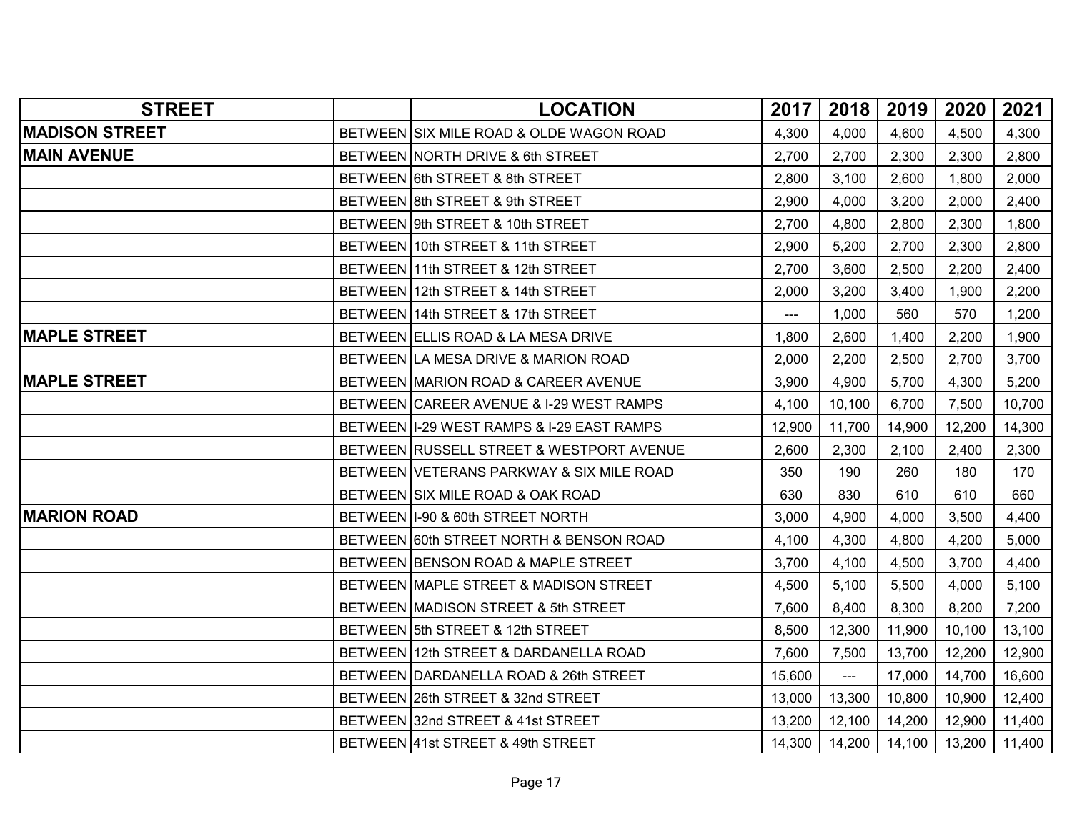| STREET | | LOCATION | 2017 | 2018 | 2019 | 2020 | 2021 |
|---|---|---|---|---|---|---|---|
| **MADISON STREET** | BETWEEN | SIX MILE ROAD & OLDE WAGON ROAD | 4,300 | 4,000 | 4,600 | 4,500 | 4,300 |
| **MAIN AVENUE** | BETWEEN | NORTH DRIVE & 6th STREET | 2,700 | 2,700 | 2,300 | 2,300 | 2,800 |
| | BETWEEN | 6th STREET & 8th STREET | 2,800 | 3,100 | 2,600 | 1,800 | 2,000 |
| | BETWEEN | 8th STREET & 9th STREET | 2,900 | 4,000 | 3,200 | 2,000 | 2,400 |
| | BETWEEN | 9th STREET & 10th STREET | 2,700 | 4,800 | 2,800 | 2,300 | 1,800 |
| | BETWEEN | 10th STREET & 11th STREET | 2,900 | 5,200 | 2,700 | 2,300 | 2,800 |
| | BETWEEN | 11th STREET & 12th STREET | 2,700 | 3,600 | 2,500 | 2,200 | 2,400 |
| | BETWEEN | 12th STREET & 14th STREET | 2,000 | 3,200 | 3,400 | 1,900 | 2,200 |
| | BETWEEN | 14th STREET & 17th STREET | --- | 1,000 | 560 | 570 | 1,200 |
| **MAPLE STREET** | BETWEEN | ELLIS ROAD & LA MESA DRIVE | 1,800 | 2,600 | 1,400 | 2,200 | 1,900 |
| | BETWEEN | LA MESA DRIVE & MARION ROAD | 2,000 | 2,200 | 2,500 | 2,700 | 3,700 |
| **MAPLE STREET** | BETWEEN | MARION ROAD & CAREER AVENUE | 3,900 | 4,900 | 5,700 | 4,300 | 5,200 |
| | BETWEEN | CAREER AVENUE & I-29 WEST RAMPS | 4,100 | 10,100 | 6,700 | 7,500 | 10,700 |
| | BETWEEN | I-29 WEST RAMPS & I-29 EAST RAMPS | 12,900 | 11,700 | 14,900 | 12,200 | 14,300 |
| | BETWEEN | RUSSELL STREET & WESTPORT AVENUE | 2,600 | 2,300 | 2,100 | 2,400 | 2,300 |
| | BETWEEN | VETERANS PARKWAY & SIX MILE ROAD | 350 | 190 | 260 | 180 | 170 |
| | BETWEEN | SIX MILE ROAD & OAK ROAD | 630 | 830 | 610 | 610 | 660 |
| **MARION ROAD** | BETWEEN | I-90 & 60th STREET NORTH | 3,000 | 4,900 | 4,000 | 3,500 | 4,400 |
| | BETWEEN | 60th STREET NORTH & BENSON ROAD | 4,100 | 4,300 | 4,800 | 4,200 | 5,000 |
| | BETWEEN | BENSON ROAD & MAPLE STREET | 3,700 | 4,100 | 4,500 | 3,700 | 4,400 |
| | BETWEEN | MAPLE STREET & MADISON STREET | 4,500 | 5,100 | 5,500 | 4,000 | 5,100 |
| | BETWEEN | MADISON STREET & 5th STREET | 7,600 | 8,400 | 8,300 | 8,200 | 7,200 |
| | BETWEEN | 5th STREET & 12th STREET | 8,500 | 12,300 | 11,900 | 10,100 | 13,100 |
| | BETWEEN | 12th STREET & DARDANELLA ROAD | 7,600 | 7,500 | 13,700 | 12,200 | 12,900 |
| | BETWEEN | DARDANELLA ROAD & 26th STREET | 15,600 | --- | 17,000 | 14,700 | 16,600 |
| | BETWEEN | 26th STREET & 32nd STREET | 13,000 | 13,300 | 10,800 | 10,900 | 12,400 |
| | BETWEEN | 32nd STREET & 41st STREET | 13,200 | 12,100 | 14,200 | 12,900 | 11,400 |
| | BETWEEN | 41st STREET & 49th STREET | 14,300 | 14,200 | 14,100 | 13,200 | 11,400 |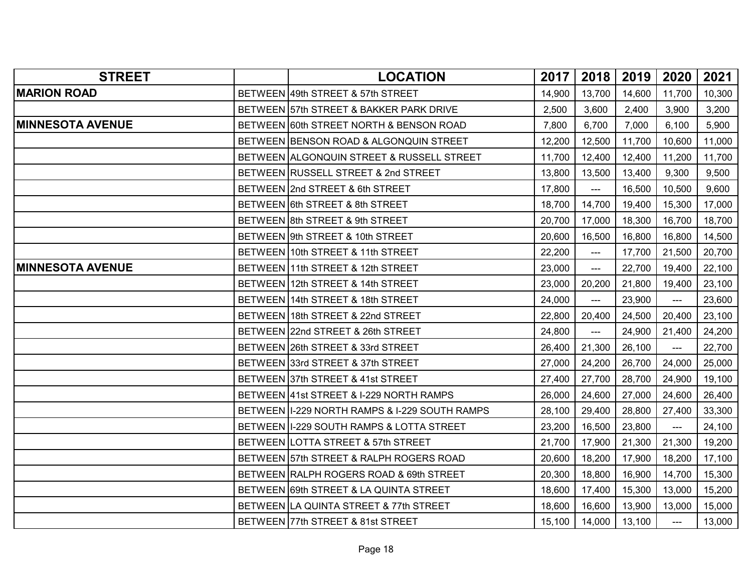| STREET | | LOCATION | 2017 | 2018 | 2019 | 2020 | 2021 |
|---|---|---|---|---|---|---|---|
| **MARION ROAD** | BETWEEN | 49th STREET & 57th STREET | 14,900 | 13,700 | 14,600 | 11,700 | 10,300 |
| | BETWEEN | 57th STREET & BAKKER PARK DRIVE | 2,500 | 3,600 | 2,400 | 3,900 | 3,200 |
| **MINNESOTA AVENUE** | BETWEEN | 60th STREET NORTH & BENSON ROAD | 7,800 | 6,700 | 7,000 | 6,100 | 5,900 |
| | BETWEEN | BENSON ROAD & ALGONQUIN STREET | 12,200 | 12,500 | 11,700 | 10,600 | 11,000 |
| | BETWEEN | ALGONQUIN STREET & RUSSELL STREET | 11,700 | 12,400 | 12,400 | 11,200 | 11,700 |
| | BETWEEN | RUSSELL STREET & 2nd STREET | 13,800 | 13,500 | 13,400 | 9,300 | 9,500 |
| | BETWEEN | 2nd STREET & 6th STREET | 17,800 | --- | 16,500 | 10,500 | 9,600 |
| | BETWEEN | 6th STREET & 8th STREET | 18,700 | 14,700 | 19,400 | 15,300 | 17,000 |
| | BETWEEN | 8th STREET & 9th STREET | 20,700 | 17,000 | 18,300 | 16,700 | 18,700 |
| | BETWEEN | 9th STREET & 10th STREET | 20,600 | 16,500 | 16,800 | 16,800 | 14,500 |
| | BETWEEN | 10th STREET & 11th STREET | 22,200 | --- | 17,700 | 21,500 | 20,700 |
| **MINNESOTA AVENUE** | BETWEEN | 11th STREET & 12th STREET | 23,000 | --- | 22,700 | 19,400 | 22,100 |
| | BETWEEN | 12th STREET & 14th STREET | 23,000 | 20,200 | 21,800 | 19,400 | 23,100 |
| | BETWEEN | 14th STREET & 18th STREET | 24,000 | --- | 23,900 | --- | 23,600 |
| | BETWEEN | 18th STREET & 22nd STREET | 22,800 | 20,400 | 24,500 | 20,400 | 23,100 |
| | BETWEEN | 22nd STREET & 26th STREET | 24,800 | --- | 24,900 | 21,400 | 24,200 |
| | BETWEEN | 26th STREET & 33rd STREET | 26,400 | 21,300 | 26,100 | --- | 22,700 |
| | BETWEEN | 33rd STREET & 37th STREET | 27,000 | 24,200 | 26,700 | 24,000 | 25,000 |
| | BETWEEN | 37th STREET & 41st STREET | 27,400 | 27,700 | 28,700 | 24,900 | 19,100 |
| | BETWEEN | 41st STREET & I-229 NORTH RAMPS | 26,000 | 24,600 | 27,000 | 24,600 | 26,400 |
| | BETWEEN | I-229 NORTH RAMPS & I-229 SOUTH RAMPS | 28,100 | 29,400 | 28,800 | 27,400 | 33,300 |
| | BETWEEN | I-229 SOUTH RAMPS & LOTTA STREET | 23,200 | 16,500 | 23,800 | --- | 24,100 |
| | BETWEEN | LOTTA STREET & 57th STREET | 21,700 | 17,900 | 21,300 | 21,300 | 19,200 |
| | BETWEEN | 57th STREET & RALPH ROGERS ROAD | 20,600 | 18,200 | 17,900 | 18,200 | 17,100 |
| | BETWEEN | RALPH ROGERS ROAD & 69th STREET | 20,300 | 18,800 | 16,900 | 14,700 | 15,300 |
| | BETWEEN | 69th STREET & LA QUINTA STREET | 18,600 | 17,400 | 15,300 | 13,000 | 15,200 |
| | BETWEEN | LA QUINTA STREET & 77th STREET | 18,600 | 16,600 | 13,900 | 13,000 | 15,000 |
| | BETWEEN | 77th STREET & 81st STREET | 15,100 | 14,000 | 13,100 | --- | 13,000 |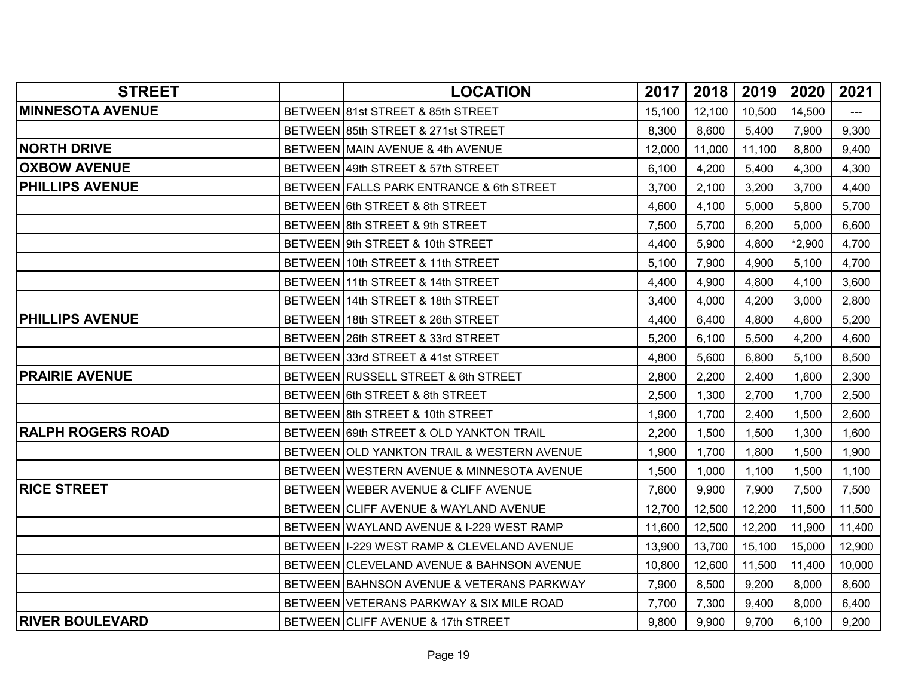| STREET | | LOCATION | 2017 | 2018 | 2019 | 2020 | 2021 |
|---|---|---|---|---|---|---|---|
| **MINNESOTA AVENUE** | BETWEEN | 81st STREET & 85th STREET | 15,100 | 12,100 | 10,500 | 14,500 | --- |
| | BETWEEN | 85th STREET & 271st STREET | 8,300 | 8,600 | 5,400 | 7,900 | 9,300 |
| **NORTH DRIVE** | BETWEEN | MAIN AVENUE & 4th AVENUE | 12,000 | 11,000 | 11,100 | 8,800 | 9,400 |
| **OXBOW AVENUE** | BETWEEN | 49th STREET & 57th STREET | 6,100 | 4,200 | 5,400 | 4,300 | 4,300 |
| **PHILLIPS AVENUE** | BETWEEN | FALLS PARK ENTRANCE & 6th STREET | 3,700 | 2,100 | 3,200 | 3,700 | 4,400 |
| | BETWEEN | 6th STREET & 8th STREET | 4,600 | 4,100 | 5,000 | 5,800 | 5,700 |
| | BETWEEN | 8th STREET & 9th STREET | 7,500 | 5,700 | 6,200 | 5,000 | 6,600 |
| | BETWEEN | 9th STREET & 10th STREET | 4,400 | 5,900 | 4,800 | *2,900 | 4,700 |
| | BETWEEN | 10th STREET & 11th STREET | 5,100 | 7,900 | 4,900 | 5,100 | 4,700 |
| | BETWEEN | 11th STREET & 14th STREET | 4,400 | 4,900 | 4,800 | 4,100 | 3,600 |
| | BETWEEN | 14th STREET & 18th STREET | 3,400 | 4,000 | 4,200 | 3,000 | 2,800 |
| **PHILLIPS AVENUE** | BETWEEN | 18th STREET & 26th STREET | 4,400 | 6,400 | 4,800 | 4,600 | 5,200 |
| | BETWEEN | 26th STREET & 33rd STREET | 5,200 | 6,100 | 5,500 | 4,200 | 4,600 |
| | BETWEEN | 33rd STREET & 41st STREET | 4,800 | 5,600 | 6,800 | 5,100 | 8,500 |
| **PRAIRIE AVENUE** | BETWEEN | RUSSELL STREET & 6th STREET | 2,800 | 2,200 | 2,400 | 1,600 | 2,300 |
| | BETWEEN | 6th STREET & 8th STREET | 2,500 | 1,300 | 2,700 | 1,700 | 2,500 |
| | BETWEEN | 8th STREET & 10th STREET | 1,900 | 1,700 | 2,400 | 1,500 | 2,600 |
| **RALPH ROGERS ROAD** | BETWEEN | 69th STREET & OLD YANKTON TRAIL | 2,200 | 1,500 | 1,500 | 1,300 | 1,600 |
| | BETWEEN | OLD YANKTON TRAIL & WESTERN AVENUE | 1,900 | 1,700 | 1,800 | 1,500 | 1,900 |
| | BETWEEN | WESTERN AVENUE & MINNESOTA AVENUE | 1,500 | 1,000 | 1,100 | 1,500 | 1,100 |
| **RICE STREET** | BETWEEN | WEBER AVENUE & CLIFF AVENUE | 7,600 | 9,900 | 7,900 | 7,500 | 7,500 |
| | BETWEEN | CLIFF AVENUE & WAYLAND AVENUE | 12,700 | 12,500 | 12,200 | 11,500 | 11,500 |
| | BETWEEN | WAYLAND AVENUE & I-229 WEST RAMP | 11,600 | 12,500 | 12,200 | 11,900 | 11,400 |
| | BETWEEN | I-229 WEST RAMP & CLEVELAND AVENUE | 13,900 | 13,700 | 15,100 | 15,000 | 12,900 |
| | BETWEEN | CLEVELAND AVENUE & BAHNSON AVENUE | 10,800 | 12,600 | 11,500 | 11,400 | 10,000 |
| | BETWEEN | BAHNSON AVENUE & VETERANS PARKWAY | 7,900 | 8,500 | 9,200 | 8,000 | 8,600 |
| | BETWEEN | VETERANS PARKWAY & SIX MILE ROAD | 7,700 | 7,300 | 9,400 | 8,000 | 6,400 |
| **RIVER BOULEVARD** | BETWEEN | CLIFF AVENUE & 17th STREET | 9,800 | 9,900 | 9,700 | 6,100 | 9,200 |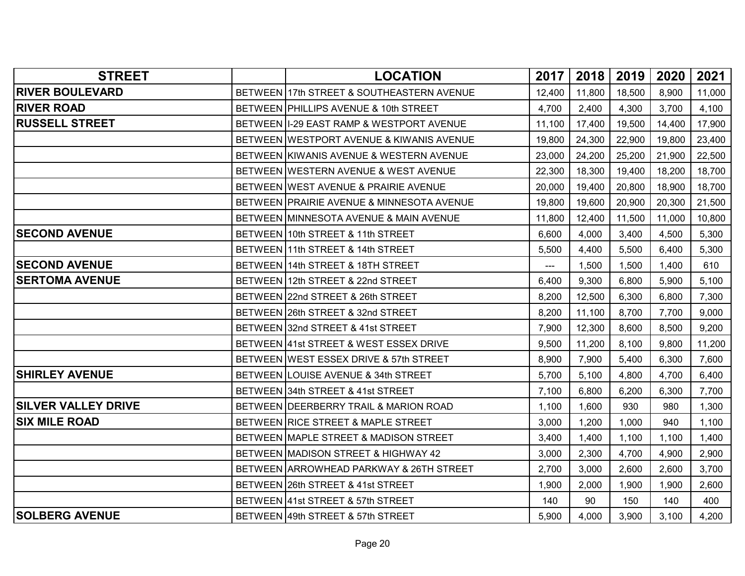| STREET | | LOCATION | 2017 | 2018 | 2019 | 2020 | 2021 |
|---|---|---|---|---|---|---|---|
| **RIVER BOULEVARD** | BETWEEN | 17th STREET & SOUTHEASTERN AVENUE | 12,400 | 11,800 | 18,500 | 8,900 | 11,000 |
| **RIVER ROAD** | BETWEEN | PHILLIPS AVENUE & 10th STREET | 4,700 | 2,400 | 4,300 | 3,700 | 4,100 |
| **RUSSELL STREET** | BETWEEN | I-29 EAST RAMP & WESTPORT AVENUE | 11,100 | 17,400 | 19,500 | 14,400 | 17,900 |
| | BETWEEN | WESTPORT AVENUE & KIWANIS AVENUE | 19,800 | 24,300 | 22,900 | 19,800 | 23,400 |
| | BETWEEN | KIWANIS AVENUE & WESTERN AVENUE | 23,000 | 24,200 | 25,200 | 21,900 | 22,500 |
| | BETWEEN | WESTERN AVENUE & WEST AVENUE | 22,300 | 18,300 | 19,400 | 18,200 | 18,700 |
| | BETWEEN | WEST AVENUE & PRAIRIE AVENUE | 20,000 | 19,400 | 20,800 | 18,900 | 18,700 |
| | BETWEEN | PRAIRIE AVENUE & MINNESOTA AVENUE | 19,800 | 19,600 | 20,900 | 20,300 | 21,500 |
| | BETWEEN | MINNESOTA AVENUE & MAIN AVENUE | 11,800 | 12,400 | 11,500 | 11,000 | 10,800 |
| **SECOND AVENUE** | BETWEEN | 10th STREET & 11th STREET | 6,600 | 4,000 | 3,400 | 4,500 | 5,300 |
| | BETWEEN | 11th STREET & 14th STREET | 5,500 | 4,400 | 5,500 | 6,400 | 5,300 |
| **SECOND AVENUE** | BETWEEN | 14th STREET & 18TH STREET | --- | 1,500 | 1,500 | 1,400 | 610 |
| **SERTOMA AVENUE** | BETWEEN | 12th STREET & 22nd STREET | 6,400 | 9,300 | 6,800 | 5,900 | 5,100 |
| | BETWEEN | 22nd STREET & 26th STREET | 8,200 | 12,500 | 6,300 | 6,800 | 7,300 |
| | BETWEEN | 26th STREET & 32nd STREET | 8,200 | 11,100 | 8,700 | 7,700 | 9,000 |
| | BETWEEN | 32nd STREET & 41st STREET | 7,900 | 12,300 | 8,600 | 8,500 | 9,200 |
| | BETWEEN | 41st STREET & WEST ESSEX DRIVE | 9,500 | 11,200 | 8,100 | 9,800 | 11,200 |
| | BETWEEN | WEST ESSEX DRIVE & 57th STREET | 8,900 | 7,900 | 5,400 | 6,300 | 7,600 |
| **SHIRLEY AVENUE** | BETWEEN | LOUISE AVENUE & 34th STREET | 5,700 | 5,100 | 4,800 | 4,700 | 6,400 |
| | BETWEEN | 34th STREET & 41st STREET | 7,100 | 6,800 | 6,200 | 6,300 | 7,700 |
| **SILVER VALLEY DRIVE** | BETWEEN | DEERBERRY TRAIL & MARION ROAD | 1,100 | 1,600 | 930 | 980 | 1,300 |
| **SIX MILE ROAD** | BETWEEN | RICE STREET & MAPLE STREET | 3,000 | 1,200 | 1,000 | 940 | 1,100 |
| | BETWEEN | MAPLE STREET & MADISON STREET | 3,400 | 1,400 | 1,100 | 1,100 | 1,400 |
| | BETWEEN | MADISON STREET & HIGHWAY 42 | 3,000 | 2,300 | 4,700 | 4,900 | 2,900 |
| | BETWEEN | ARROWHEAD PARKWAY & 26TH STREET | 2,700 | 3,000 | 2,600 | 2,600 | 3,700 |
| | BETWEEN | 26th STREET & 41st STREET | 1,900 | 2,000 | 1,900 | 1,900 | 2,600 |
| | BETWEEN | 41st STREET & 57th STREET | 140 | 90 | 150 | 140 | 400 |
| **SOLBERG AVENUE** | BETWEEN | 49th STREET & 57th STREET | 5,900 | 4,000 | 3,900 | 3,100 | 4,200 |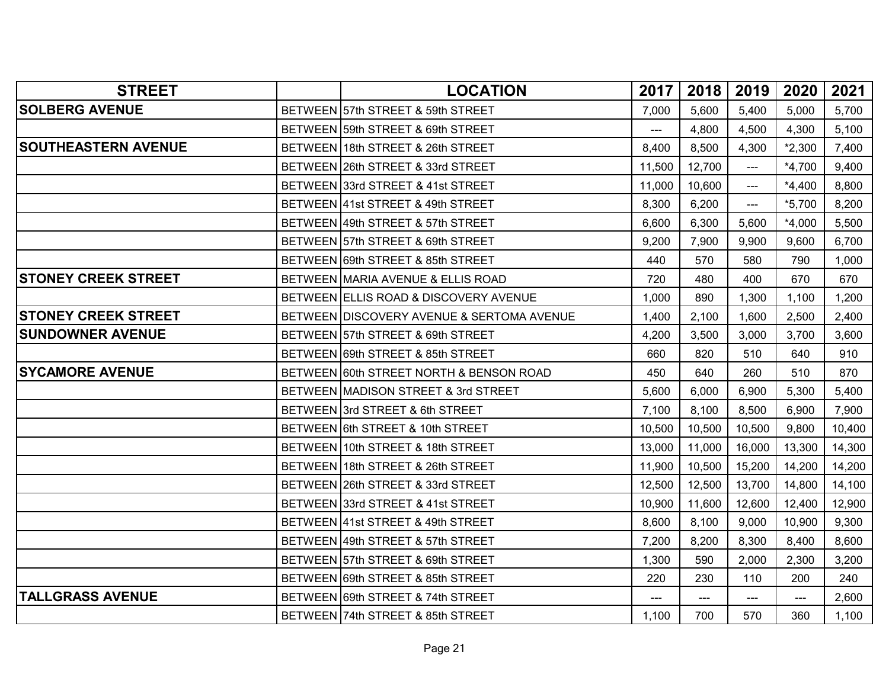| STREET | | LOCATION | 2017 | 2018 | 2019 | 2020 | 2021 |
|---|---|---|---|---|---|---|---|
| **SOLBERG AVENUE** | BETWEEN | 57th STREET & 59th STREET | 7,000 | 5,600 | 5,400 | 5,000 | 5,700 |
| | BETWEEN | 59th STREET & 69th STREET | --- | 4,800 | 4,500 | 4,300 | 5,100 |
| **SOUTHEASTERN AVENUE** | BETWEEN | 18th STREET & 26th STREET | 8,400 | 8,500 | 4,300 | *2,300 | 7,400 |
| | BETWEEN | 26th STREET & 33rd STREET | 11,500 | 12,700 | --- | *4,700 | 9,400 |
| | BETWEEN | 33rd STREET & 41st STREET | 11,000 | 10,600 | --- | *4,400 | 8,800 |
| | BETWEEN | 41st STREET & 49th STREET | 8,300 | 6,200 | --- | *5,700 | 8,200 |
| | BETWEEN | 49th STREET & 57th STREET | 6,600 | 6,300 | 5,600 | *4,000 | 5,500 |
| | BETWEEN | 57th STREET & 69th STREET | 9,200 | 7,900 | 9,900 | 9,600 | 6,700 |
| | BETWEEN | 69th STREET & 85th STREET | 440 | 570 | 580 | 790 | 1,000 |
| **STONEY CREEK STREET** | BETWEEN | MARIA AVENUE & ELLIS ROAD | 720 | 480 | 400 | 670 | 670 |
| | BETWEEN | ELLIS ROAD & DISCOVERY AVENUE | 1,000 | 890 | 1,300 | 1,100 | 1,200 |
| **STONEY CREEK STREET** | BETWEEN | DISCOVERY AVENUE & SERTOMA AVENUE | 1,400 | 2,100 | 1,600 | 2,500 | 2,400 |
| **SUNDOWNER AVENUE** | BETWEEN | 57th STREET & 69th STREET | 4,200 | 3,500 | 3,000 | 3,700 | 3,600 |
| | BETWEEN | 69th STREET & 85th STREET | 660 | 820 | 510 | 640 | 910 |
| **SYCAMORE AVENUE** | BETWEEN | 60th STREET NORTH & BENSON ROAD | 450 | 640 | 260 | 510 | 870 |
| | BETWEEN | MADISON STREET & 3rd STREET | 5,600 | 6,000 | 6,900 | 5,300 | 5,400 |
| | BETWEEN | 3rd STREET & 6th STREET | 7,100 | 8,100 | 8,500 | 6,900 | 7,900 |
| | BETWEEN | 6th STREET & 10th STREET | 10,500 | 10,500 | 10,500 | 9,800 | 10,400 |
| | BETWEEN | 10th STREET & 18th STREET | 13,000 | 11,000 | 16,000 | 13,300 | 14,300 |
| | BETWEEN | 18th STREET & 26th STREET | 11,900 | 10,500 | 15,200 | 14,200 | 14,200 |
| | BETWEEN | 26th STREET & 33rd STREET | 12,500 | 12,500 | 13,700 | 14,800 | 14,100 |
| | BETWEEN | 33rd STREET & 41st STREET | 10,900 | 11,600 | 12,600 | 12,400 | 12,900 |
| | BETWEEN | 41st STREET & 49th STREET | 8,600 | 8,100 | 9,000 | 10,900 | 9,300 |
| | BETWEEN | 49th STREET & 57th STREET | 7,200 | 8,200 | 8,300 | 8,400 | 8,600 |
| | BETWEEN | 57th STREET & 69th STREET | 1,300 | 590 | 2,000 | 2,300 | 3,200 |
| | BETWEEN | 69th STREET & 85th STREET | 220 | 230 | 110 | 200 | 240 |
| **TALLGRASS AVENUE** | BETWEEN | 69th STREET & 74th STREET | --- | --- | --- | --- | 2,600 |
| | BETWEEN | 74th STREET & 85th STREET | 1,100 | 700 | 570 | 360 | 1,100 |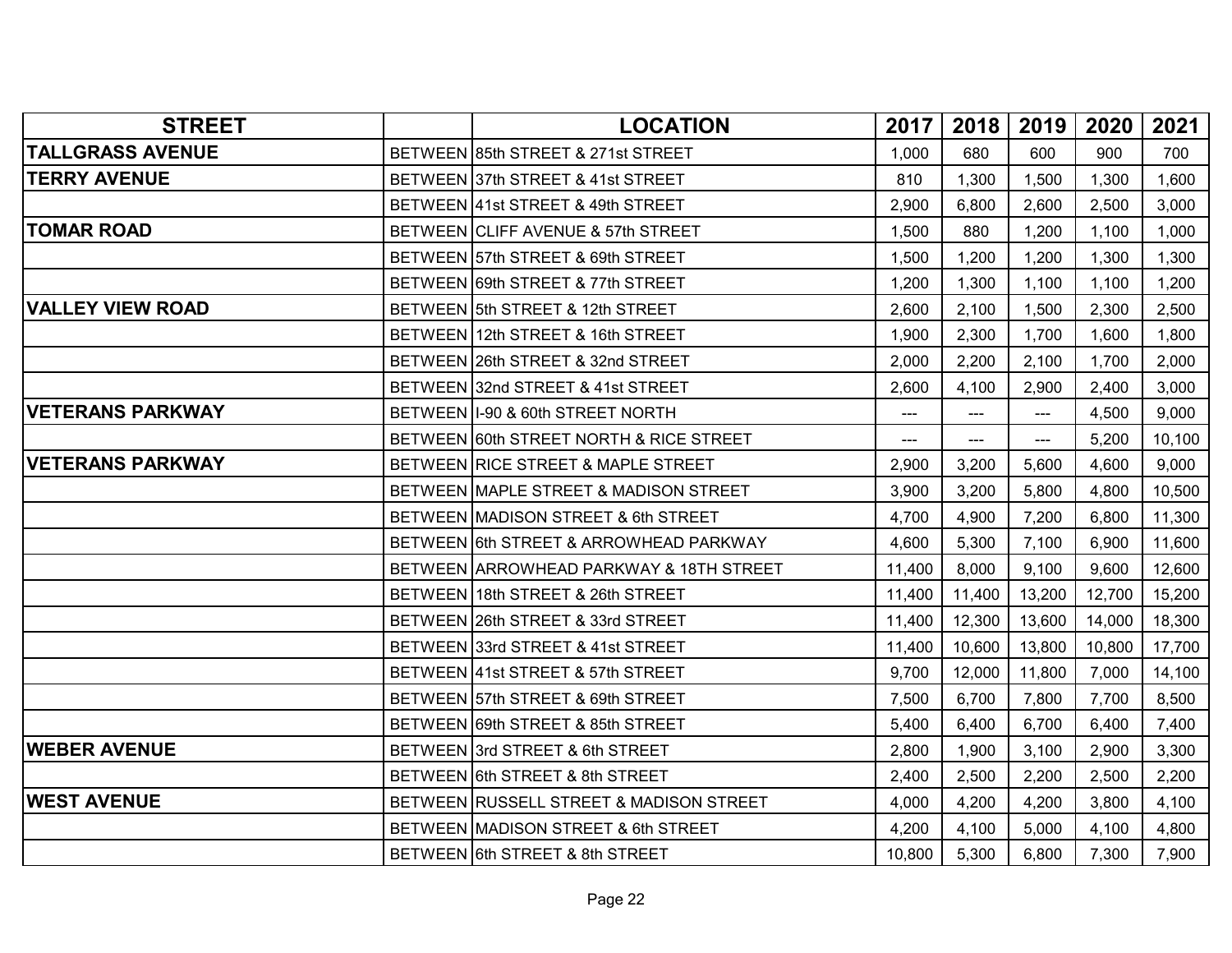| STREET | | LOCATION | 2017 | 2018 | 2019 | 2020 | 2021 |
|---|---|---|---|---|---|---|---|
| **TALLGRASS AVENUE** | BETWEEN | 85th STREET & 271st STREET | 1,000 | 680 | 600 | 900 | 700 |
| **TERRY AVENUE** | BETWEEN | 37th STREET & 41st STREET | 810 | 1,300 | 1,500 | 1,300 | 1,600 |
| | BETWEEN | 41st STREET & 49th STREET | 2,900 | 6,800 | 2,600 | 2,500 | 3,000 |
| **TOMAR ROAD** | BETWEEN | CLIFF AVENUE & 57th STREET | 1,500 | 880 | 1,200 | 1,100 | 1,000 |
| | BETWEEN | 57th STREET & 69th STREET | 1,500 | 1,200 | 1,200 | 1,300 | 1,300 |
| | BETWEEN | 69th STREET & 77th STREET | 1,200 | 1,300 | 1,100 | 1,100 | 1,200 |
| **VALLEY VIEW ROAD** | BETWEEN | 5th STREET & 12th STREET | 2,600 | 2,100 | 1,500 | 2,300 | 2,500 |
| | BETWEEN | 12th STREET & 16th STREET | 1,900 | 2,300 | 1,700 | 1,600 | 1,800 |
| | BETWEEN | 26th STREET & 32nd STREET | 2,000 | 2,200 | 2,100 | 1,700 | 2,000 |
| | BETWEEN | 32nd STREET & 41st STREET | 2,600 | 4,100 | 2,900 | 2,400 | 3,000 |
| **VETERANS PARKWAY** | BETWEEN | I-90 & 60th STREET NORTH | --- | --- | --- | 4,500 | 9,000 |
| | BETWEEN | 60th STREET NORTH & RICE STREET | --- | --- | --- | 5,200 | 10,100 |
| **VETERANS PARKWAY** | BETWEEN | RICE STREET & MAPLE STREET | 2,900 | 3,200 | 5,600 | 4,600 | 9,000 |
| | BETWEEN | MAPLE STREET & MADISON STREET | 3,900 | 3,200 | 5,800 | 4,800 | 10,500 |
| | BETWEEN | MADISON STREET & 6th STREET | 4,700 | 4,900 | 7,200 | 6,800 | 11,300 |
| | BETWEEN | 6th STREET & ARROWHEAD PARKWAY | 4,600 | 5,300 | 7,100 | 6,900 | 11,600 |
| | BETWEEN | ARROWHEAD PARKWAY & 18TH STREET | 11,400 | 8,000 | 9,100 | 9,600 | 12,600 |
| | BETWEEN | 18th STREET & 26th STREET | 11,400 | 11,400 | 13,200 | 12,700 | 15,200 |
| | BETWEEN | 26th STREET & 33rd STREET | 11,400 | 12,300 | 13,600 | 14,000 | 18,300 |
| | BETWEEN | 33rd STREET & 41st STREET | 11,400 | 10,600 | 13,800 | 10,800 | 17,700 |
| | BETWEEN | 41st STREET & 57th STREET | 9,700 | 12,000 | 11,800 | 7,000 | 14,100 |
| | BETWEEN | 57th STREET & 69th STREET | 7,500 | 6,700 | 7,800 | 7,700 | 8,500 |
| | BETWEEN | 69th STREET & 85th STREET | 5,400 | 6,400 | 6,700 | 6,400 | 7,400 |
| **WEBER AVENUE** | BETWEEN | 3rd STREET & 6th STREET | 2,800 | 1,900 | 3,100 | 2,900 | 3,300 |
| | BETWEEN | 6th STREET & 8th STREET | 2,400 | 2,500 | 2,200 | 2,500 | 2,200 |
| **WEST AVENUE** | BETWEEN | RUSSELL STREET & MADISON STREET | 4,000 | 4,200 | 4,200 | 3,800 | 4,100 |
| | BETWEEN | MADISON STREET & 6th STREET | 4,200 | 4,100 | 5,000 | 4,100 | 4,800 |
| | BETWEEN | 6th STREET & 8th STREET | 10,800 | 5,300 | 6,800 | 7,300 | 7,900 |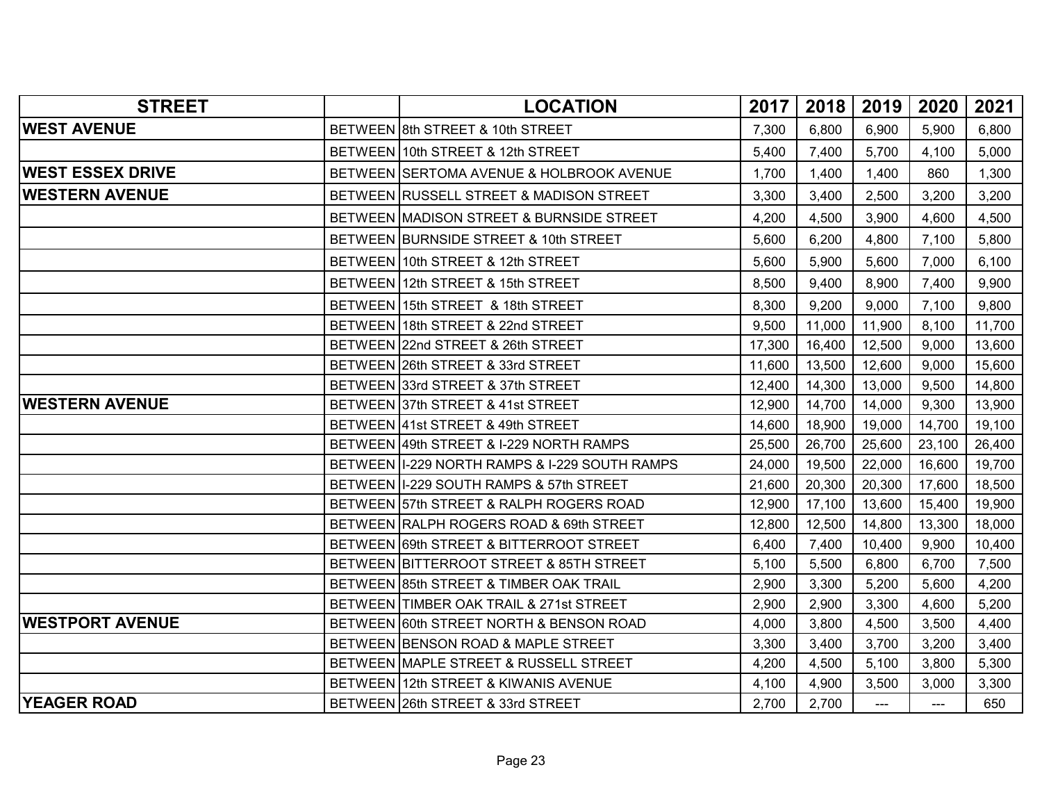| STREET | | LOCATION | 2017 | 2018 | 2019 | 2020 | 2021 |
|---|---|---|---|---|---|---|---|
| **WEST AVENUE** | BETWEEN | 8th STREET & 10th STREET | 7,300 | 6,800 | 6,900 | 5,900 | 6,800 |
| | BETWEEN | 10th STREET & 12th STREET | 5,400 | 7,400 | 5,700 | 4,100 | 5,000 |
| **WEST ESSEX DRIVE** | BETWEEN | SERTOMA AVENUE & HOLBROOK AVENUE | 1,700 | 1,400 | 1,400 | 860 | 1,300 |
| **WESTERN AVENUE** | BETWEEN | RUSSELL STREET & MADISON STREET | 3,300 | 3,400 | 2,500 | 3,200 | 3,200 |
| | BETWEEN | MADISON STREET & BURNSIDE STREET | 4,200 | 4,500 | 3,900 | 4,600 | 4,500 |
| | BETWEEN | BURNSIDE STREET & 10th STREET | 5,600 | 6,200 | 4,800 | 7,100 | 5,800 |
| | BETWEEN | 10th STREET & 12th STREET | 5,600 | 5,900 | 5,600 | 7,000 | 6,100 |
| | BETWEEN | 12th STREET & 15th STREET | 8,500 | 9,400 | 8,900 | 7,400 | 9,900 |
| | BETWEEN | 15th STREET & 18th STREET | 8,300 | 9,200 | 9,000 | 7,100 | 9,800 |
| | BETWEEN | 18th STREET & 22nd STREET | 9,500 | 11,000 | 11,900 | 8,100 | 11,700 |
| | BETWEEN | 22nd STREET & 26th STREET | 17,300 | 16,400 | 12,500 | 9,000 | 13,600 |
| | BETWEEN | 26th STREET & 33rd STREET | 11,600 | 13,500 | 12,600 | 9,000 | 15,600 |
| | BETWEEN | 33rd STREET & 37th STREET | 12,400 | 14,300 | 13,000 | 9,500 | 14,800 |
| **WESTERN AVENUE** | BETWEEN | 37th STREET & 41st STREET | 12,900 | 14,700 | 14,000 | 9,300 | 13,900 |
| | BETWEEN | 41st STREET & 49th STREET | 14,600 | 18,900 | 19,000 | 14,700 | 19,100 |
| | BETWEEN | 49th STREET & I-229 NORTH RAMPS | 25,500 | 26,700 | 25,600 | 23,100 | 26,400 |
| | BETWEEN | I-229 NORTH RAMPS & I-229 SOUTH RAMPS | 24,000 | 19,500 | 22,000 | 16,600 | 19,700 |
| | BETWEEN | I-229 SOUTH RAMPS & 57th STREET | 21,600 | 20,300 | 20,300 | 17,600 | 18,500 |
| | BETWEEN | 57th STREET & RALPH ROGERS ROAD | 12,900 | 17,100 | 13,600 | 15,400 | 19,900 |
| | BETWEEN | RALPH ROGERS ROAD & 69th STREET | 12,800 | 12,500 | 14,800 | 13,300 | 18,000 |
| | BETWEEN | 69th STREET & BITTERROOT STREET | 6,400 | 7,400 | 10,400 | 9,900 | 10,400 |
| | BETWEEN | BITTERROOT STREET & 85TH STREET | 5,100 | 5,500 | 6,800 | 6,700 | 7,500 |
| | BETWEEN | 85th STREET & TIMBER OAK TRAIL | 2,900 | 3,300 | 5,200 | 5,600 | 4,200 |
| | BETWEEN | TIMBER OAK TRAIL & 271st STREET | 2,900 | 2,900 | 3,300 | 4,600 | 5,200 |
| **WESTPORT AVENUE** | BETWEEN | 60th STREET NORTH & BENSON ROAD | 4,000 | 3,800 | 4,500 | 3,500 | 4,400 |
| | BETWEEN | BENSON ROAD & MAPLE STREET | 3,300 | 3,400 | 3,700 | 3,200 | 3,400 |
| | BETWEEN | MAPLE STREET & RUSSELL STREET | 4,200 | 4,500 | 5,100 | 3,800 | 5,300 |
| | BETWEEN | 12th STREET & KIWANIS AVENUE | 4,100 | 4,900 | 3,500 | 3,000 | 3,300 |
| **YEAGER ROAD** | BETWEEN | 26th STREET & 33rd STREET | 2,700 | 2,700 | --- | --- | 650 |